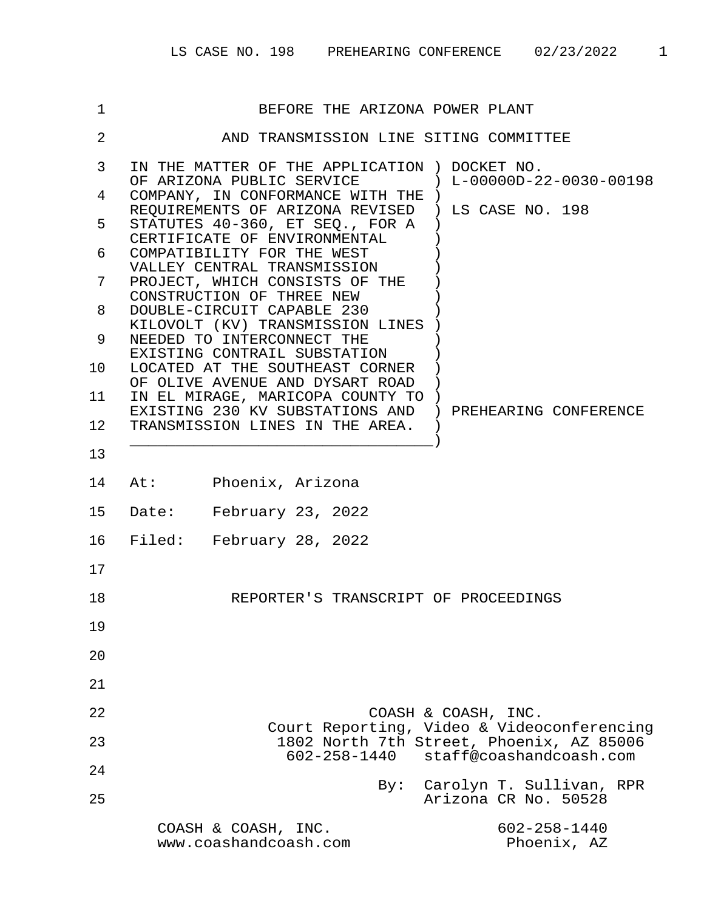BEFORE THE ARIZONA POWER PLANT

AND TRANSMISSION LINE SITING COMMITTEE

IN THE MATTER OF THE APPLICATION OF ARIZONA PUBLIC SERVICE COMPANY, IN CONFORMANCE WITH THE REQUIREMENTS OF ARIZONA REVISED STATUTES 40-360, ET SEQ., FOR A CERTIFICATE OF ENVIRONMENTAL COMPATIBILITY FOR THE WEST VALLEY CENTRAL TRANSMISSION PROJECT, WHICH CONSISTS OF THE CONSTRUCTION OF THREE NEW DOUBLE-CIRCUIT CAPABLE 230 KILOVOLT (KV) TRANSMISSION LINES NEEDED TO INTERCONNECT THE EXISTING CONTRAIL SUBSTATION LOCATED AT THE SOUTHEAST CORNER OF OLIVE AVENUE AND DYSART ROAD IN EL MIRAGE, MARICOPA COUNTY TO EXISTING 230 KV SUBSTATIONS AND TRANSMISSION LINES IN THE AREA.

DOCKET NO. L-00000D-22-0030-00198

LS CASE NO. 198

PREHEARING CONFERENCE

At: Phoenix, Arizona

Date: February 23, 2022

Filed: February 28, 2022

REPORTER'S TRANSCRIPT OF PROCEEDINGS

COASH & COASH, INC.
Court Reporting, Video & Videoconferencing
1802 North 7th Street, Phoenix, AZ 85006
602-258-1440 staff@coashandcoash.com

By: Carolyn T. Sullivan, RPR
Arizona CR No. 50528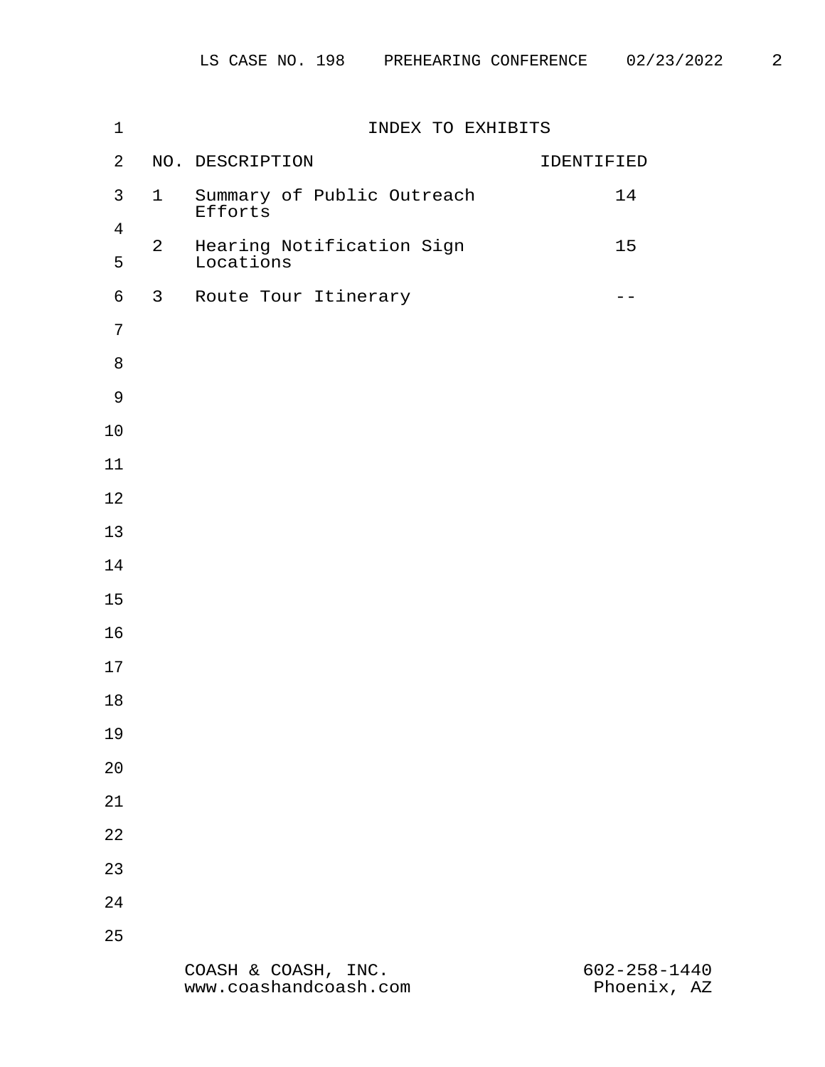# INDEX TO EXHIBITS

| NO. | DESCRIPTION | IDENTIFIED |
| --- | --- | --- |
| 1 | Summary of Public Outreach Efforts | 14 |
| 2 | Hearing Notification Sign Locations | 15 |
| 3 | Route Tour Itinerary | -- |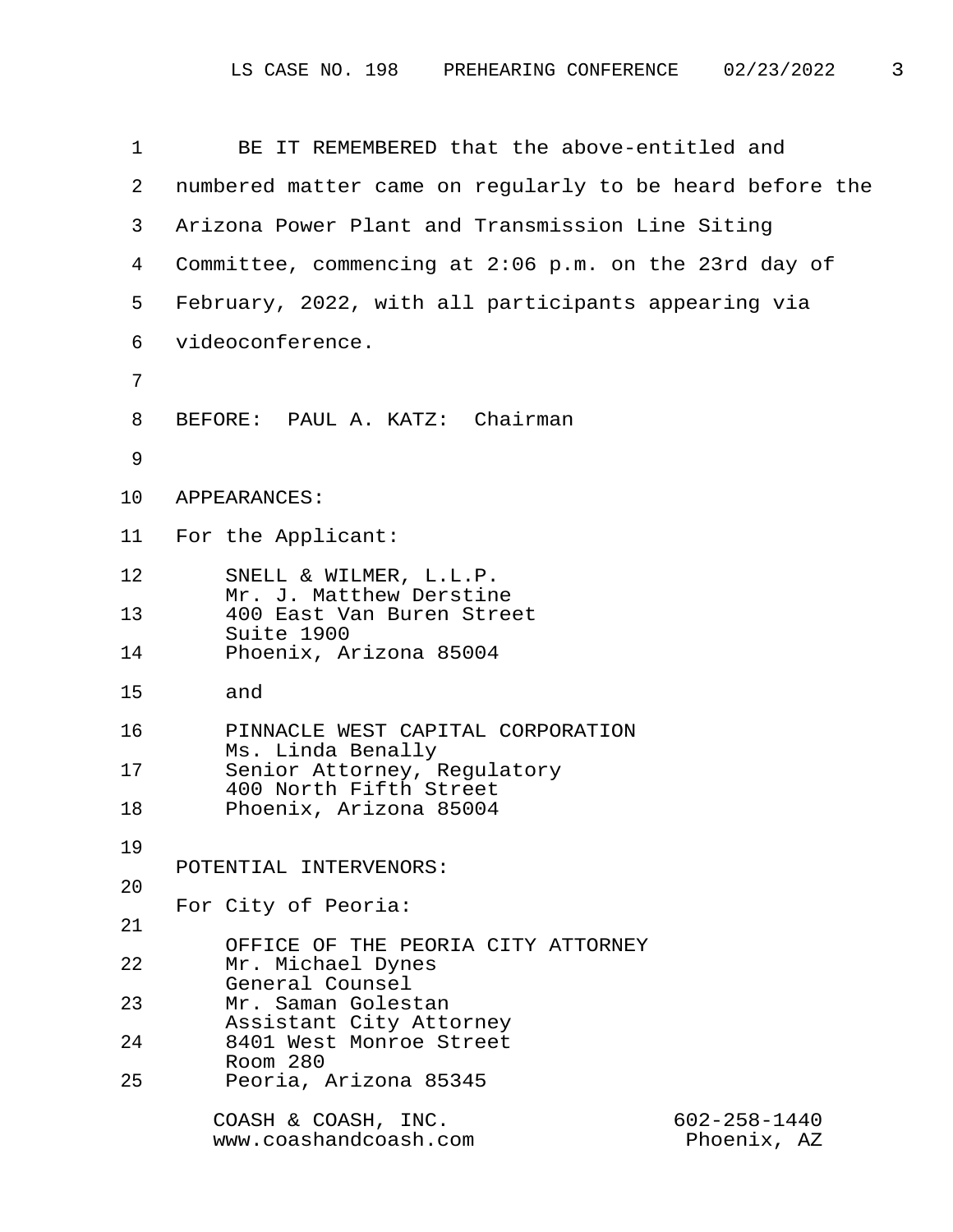BE IT REMEMBERED that the above-entitled and numbered matter came on regularly to be heard before the Arizona Power Plant and Transmission Line Siting Committee, commencing at 2:06 p.m. on the 23rd day of February, 2022, with all participants appearing via videoconference.

BEFORE: PAUL A. KATZ: Chairman

APPEARANCES:

For the Applicant:

SNELL & WILMER, L.L.P.
Mr. J. Matthew Derstine
400 East Van Buren Street
Suite 1900
Phoenix, Arizona 85004

and

PINNACLE WEST CAPITAL CORPORATION
Ms. Linda Benally
Senior Attorney, Regulatory
400 North Fifth Street
Phoenix, Arizona 85004

POTENTIAL INTERVENORS:

For City of Peoria:

OFFICE OF THE PEORIA CITY ATTORNEY
Mr. Michael Dynes
General Counsel
Mr. Saman Golestan
Assistant City Attorney
8401 West Monroe Street
Room 280
Peoria, Arizona 85345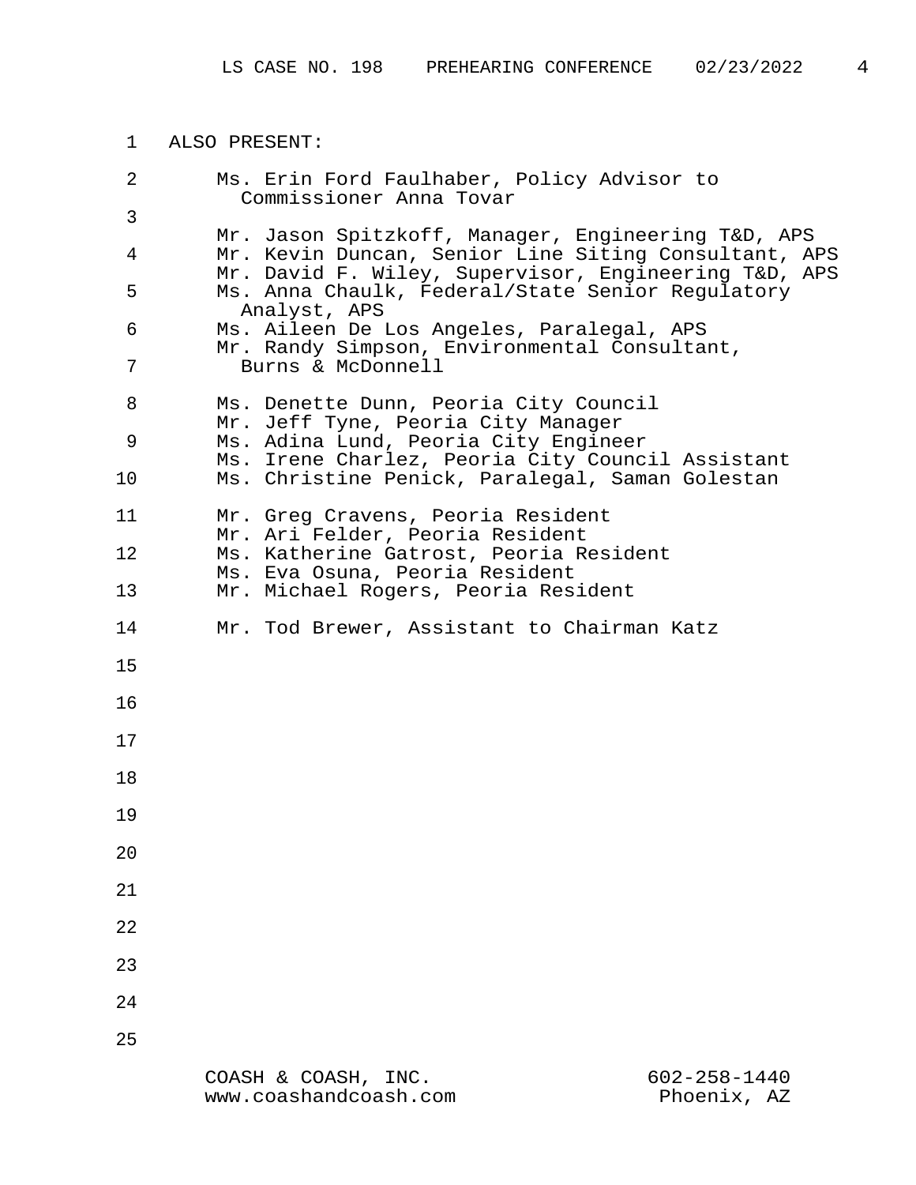ALSO PRESENT:

Ms. Erin Ford Faulhaber, Policy Advisor to Commissioner Anna Tovar

Mr. Jason Spitzkoff, Manager, Engineering T&D, APS
Mr. Kevin Duncan, Senior Line Siting Consultant, APS
Mr. David F. Wiley, Supervisor, Engineering T&D, APS
Ms. Anna Chaulk, Federal/State Senior Regulatory Analyst, APS
Ms. Aileen De Los Angeles, Paralegal, APS
Mr. Randy Simpson, Environmental Consultant, Burns & McDonnell

Ms. Denette Dunn, Peoria City Council
Mr. Jeff Tyne, Peoria City Manager
Ms. Adina Lund, Peoria City Engineer
Ms. Irene Charlez, Peoria City Council Assistant
Ms. Christine Penick, Paralegal, Saman Golestan

Mr. Greg Cravens, Peoria Resident
Mr. Ari Felder, Peoria Resident
Ms. Katherine Gatrost, Peoria Resident
Ms. Eva Osuna, Peoria Resident
Mr. Michael Rogers, Peoria Resident

Mr. Tod Brewer, Assistant to Chairman Katz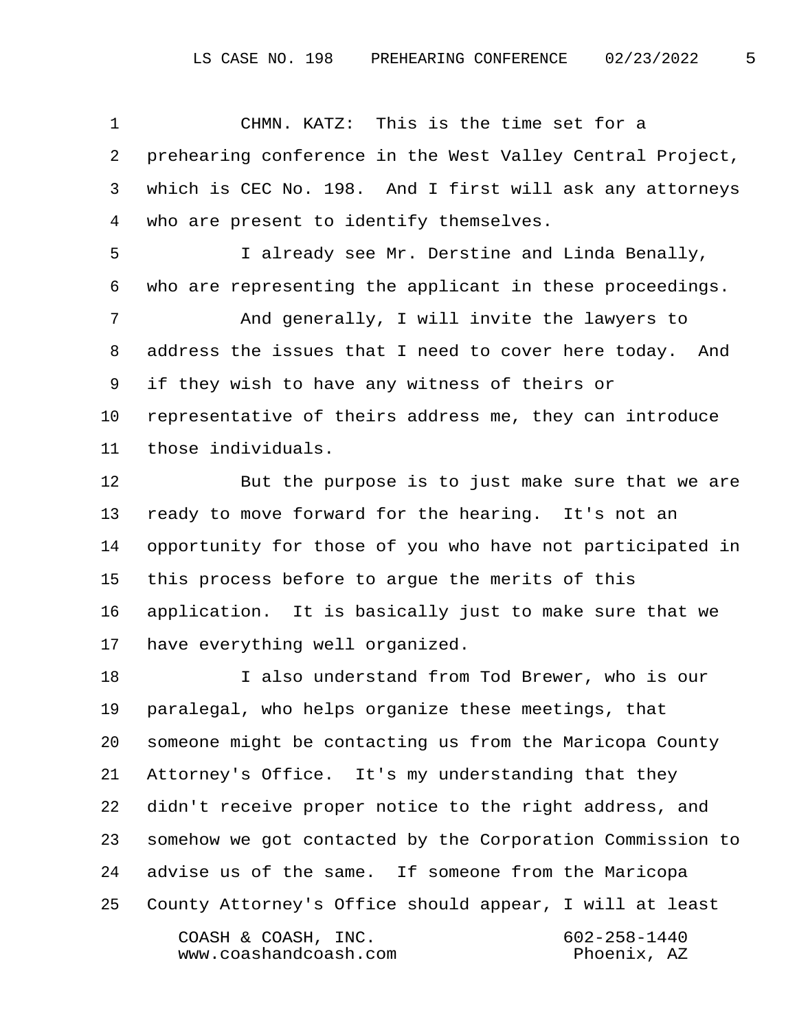CHMN. KATZ: This is the time set for a prehearing conference in the West Valley Central Project, which is CEC No. 198. And I first will ask any attorneys who are present to identify themselves.

I already see Mr. Derstine and Linda Benally, who are representing the applicant in these proceedings.

And generally, I will invite the lawyers to address the issues that I need to cover here today. And if they wish to have any witness of theirs or representative of theirs address me, they can introduce those individuals.

But the purpose is to just make sure that we are ready to move forward for the hearing. It's not an opportunity for those of you who have not participated in this process before to argue the merits of this application. It is basically just to make sure that we have everything well organized.

I also understand from Tod Brewer, who is our paralegal, who helps organize these meetings, that someone might be contacting us from the Maricopa County Attorney's Office. It's my understanding that they didn't receive proper notice to the right address, and somehow we got contacted by the Corporation Commission to advise us of the same. If someone from the Maricopa County Attorney's Office should appear, I will at least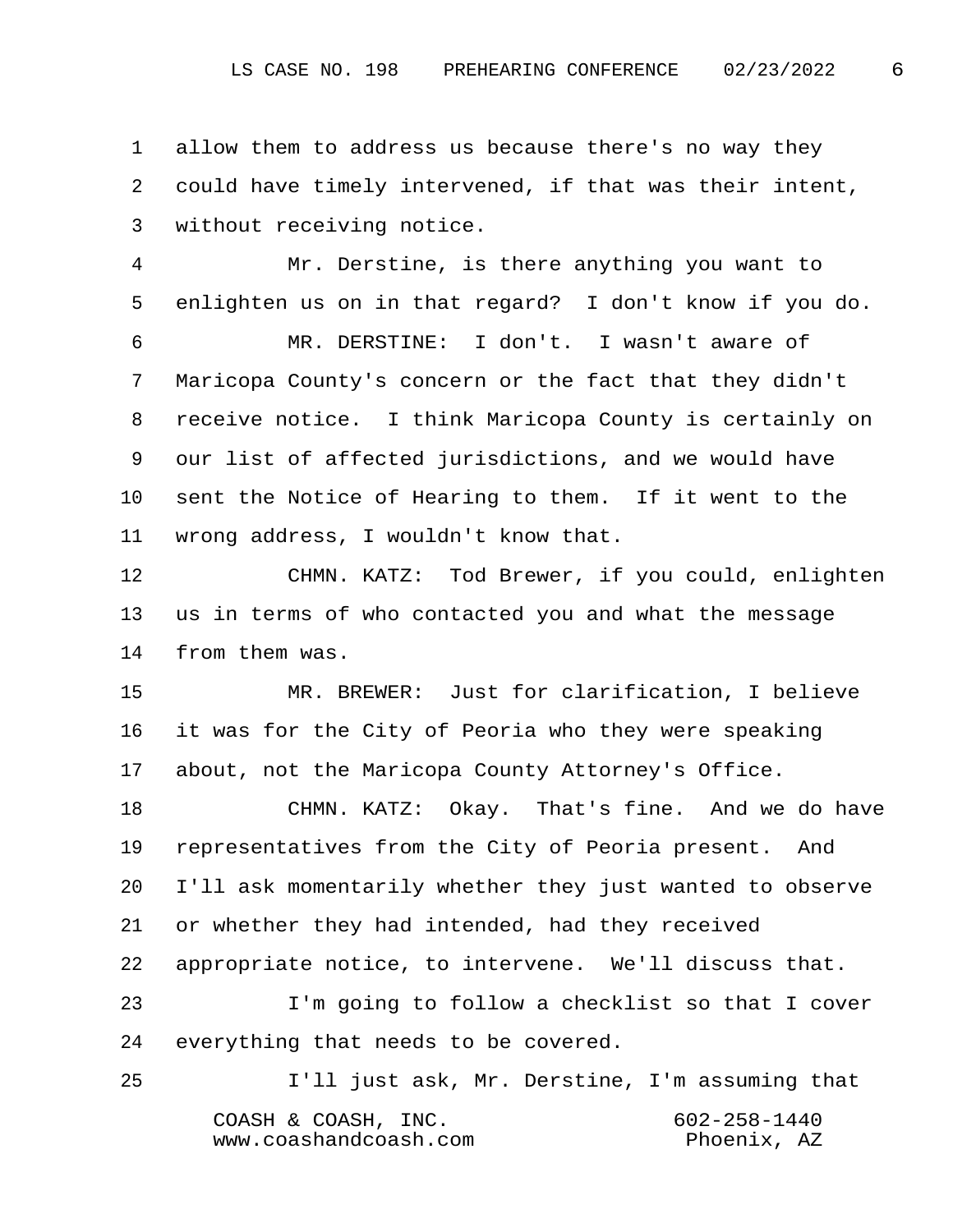allow them to address us because there's no way they could have timely intervened, if that was their intent, without receiving notice.

Mr. Derstine, is there anything you want to enlighten us on in that regard? I don't know if you do.

MR. DERSTINE: I don't. I wasn't aware of Maricopa County's concern or the fact that they didn't receive notice. I think Maricopa County is certainly on our list of affected jurisdictions, and we would have sent the Notice of Hearing to them. If it went to the wrong address, I wouldn't know that.

CHMN. KATZ: Tod Brewer, if you could, enlighten us in terms of who contacted you and what the message from them was.

MR. BREWER: Just for clarification, I believe it was for the City of Peoria who they were speaking about, not the Maricopa County Attorney's Office.

CHMN. KATZ: Okay. That's fine. And we do have representatives from the City of Peoria present. And I'll ask momentarily whether they just wanted to observe or whether they had intended, had they received appropriate notice, to intervene. We'll discuss that.

I'm going to follow a checklist so that I cover everything that needs to be covered.

I'll just ask, Mr. Derstine, I'm assuming that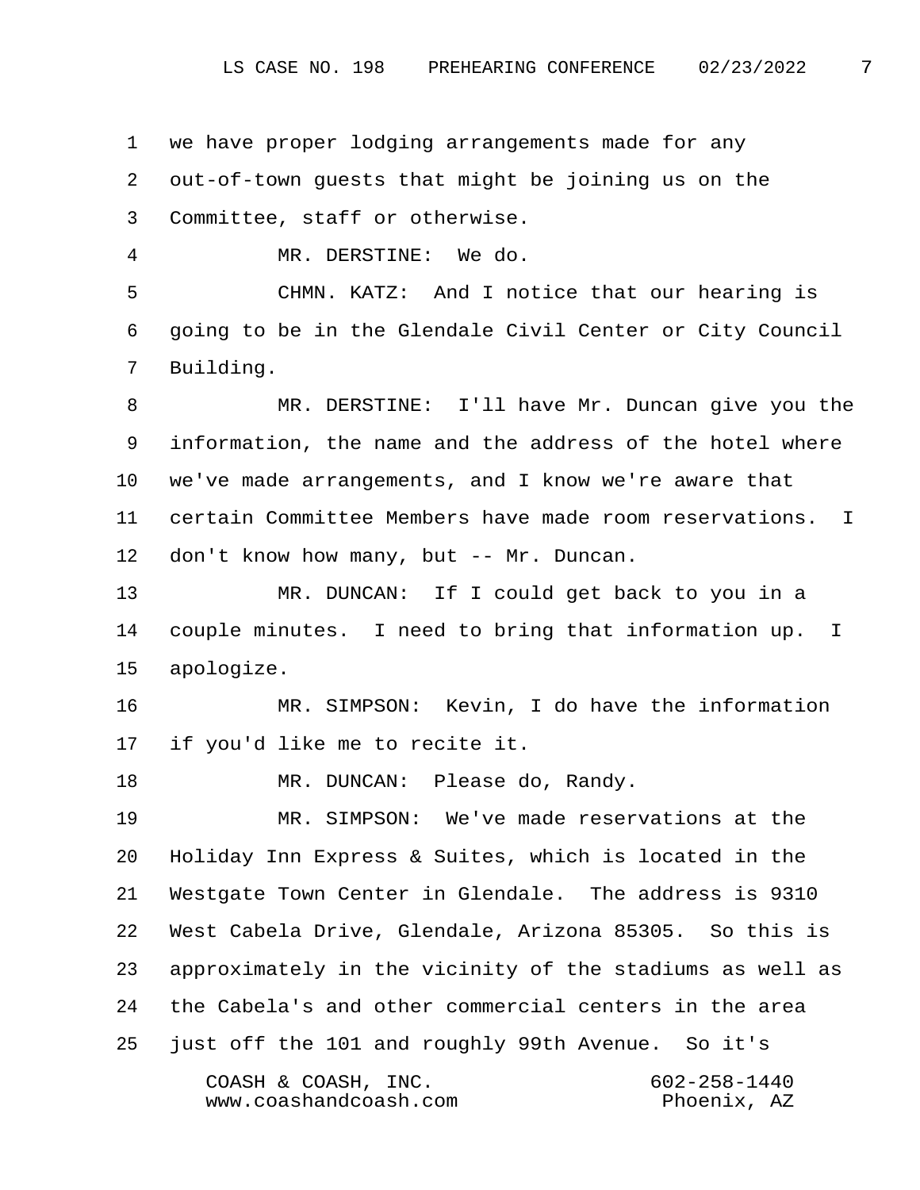we have proper lodging arrangements made for any out-of-town guests that might be joining us on the Committee, staff or otherwise.

MR. DERSTINE: We do.

CHMN. KATZ: And I notice that our hearing is going to be in the Glendale Civil Center or City Council Building.

MR. DERSTINE: I'll have Mr. Duncan give you the information, the name and the address of the hotel where we've made arrangements, and I know we're aware that certain Committee Members have made room reservations. I don't know how many, but -- Mr. Duncan.

MR. DUNCAN: If I could get back to you in a couple minutes. I need to bring that information up. I apologize.

MR. SIMPSON: Kevin, I do have the information if you'd like me to recite it.

MR. DUNCAN: Please do, Randy.

MR. SIMPSON: We've made reservations at the Holiday Inn Express & Suites, which is located in the Westgate Town Center in Glendale. The address is 9310 West Cabela Drive, Glendale, Arizona 85305. So this is approximately in the vicinity of the stadiums as well as the Cabela's and other commercial centers in the area just off the 101 and roughly 99th Avenue. So it's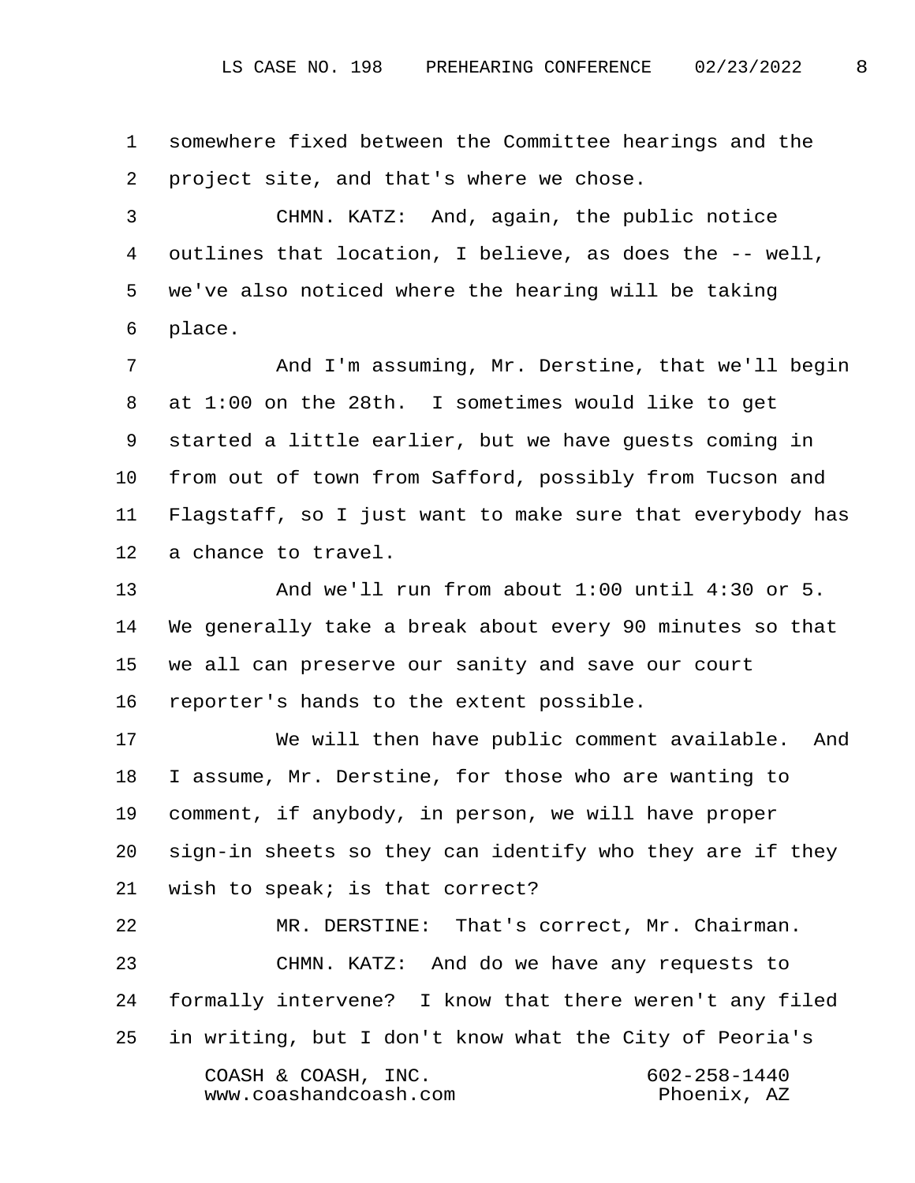somewhere fixed between the Committee hearings and the project site, and that's where we chose.

CHMN. KATZ: And, again, the public notice outlines that location, I believe, as does the -- well, we've also noticed where the hearing will be taking place.

And I'm assuming, Mr. Derstine, that we'll begin at 1:00 on the 28th. I sometimes would like to get started a little earlier, but we have guests coming in from out of town from Safford, possibly from Tucson and Flagstaff, so I just want to make sure that everybody has a chance to travel.

And we'll run from about 1:00 until 4:30 or 5. We generally take a break about every 90 minutes so that we all can preserve our sanity and save our court reporter's hands to the extent possible.

We will then have public comment available. And I assume, Mr. Derstine, for those who are wanting to comment, if anybody, in person, we will have proper sign-in sheets so they can identify who they are if they wish to speak; is that correct?

MR. DERSTINE: That's correct, Mr. Chairman.

CHMN. KATZ: And do we have any requests to formally intervene? I know that there weren't any filed in writing, but I don't know what the City of Peoria's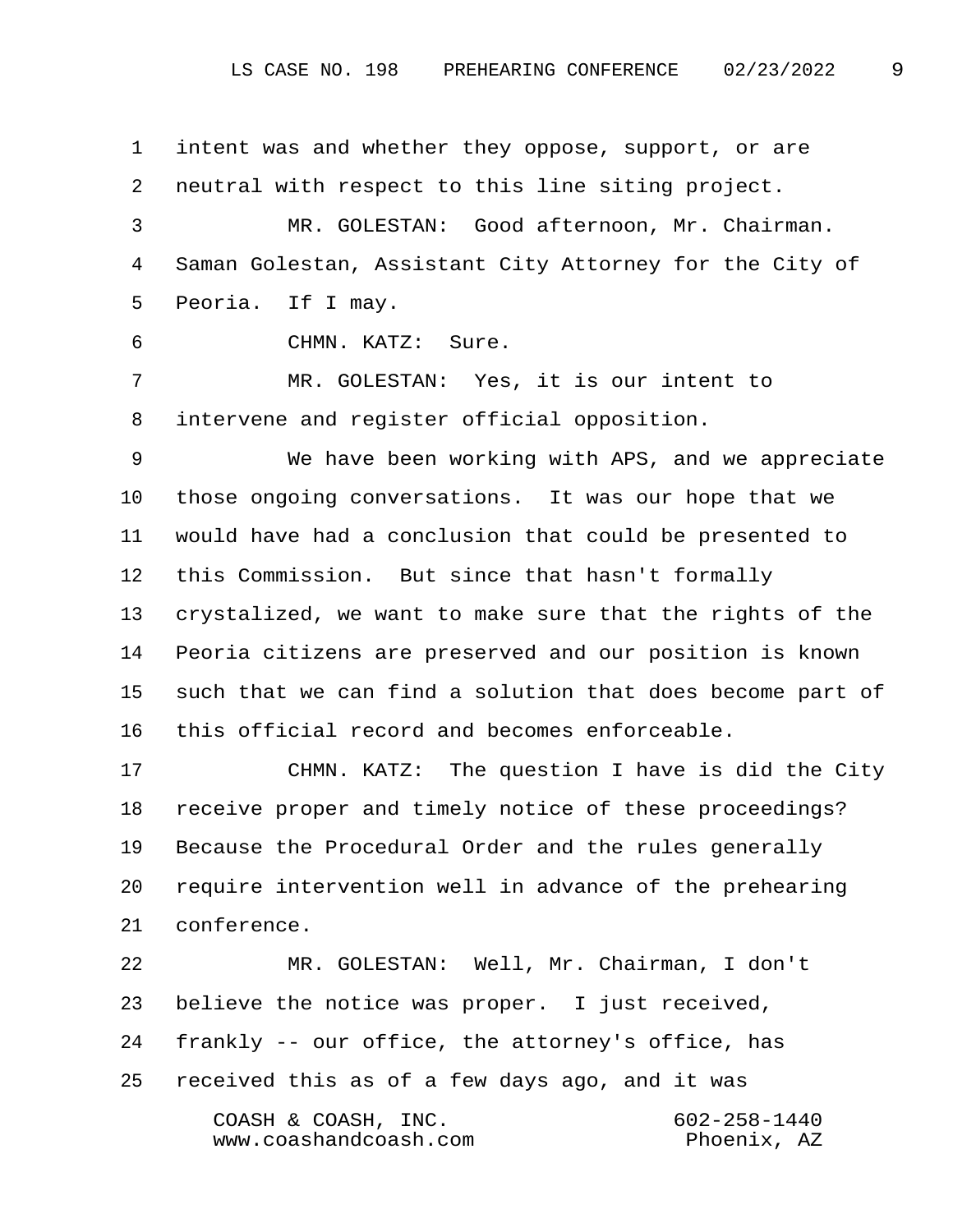1 intent was and whether they oppose, support, or are
2 neutral with respect to this line siting project.
3 MR. GOLESTAN: Good afternoon, Mr. Chairman.
4 Saman Golestan, Assistant City Attorney for the City of
5 Peoria. If I may.
6 CHMN. KATZ: Sure.
7 MR. GOLESTAN: Yes, it is our intent to
8 intervene and register official opposition.
9 We have been working with APS, and we appreciate
10 those ongoing conversations. It was our hope that we
11 would have had a conclusion that could be presented to
12 this Commission. But since that hasn't formally
13 crystalized, we want to make sure that the rights of the
14 Peoria citizens are preserved and our position is known
15 such that we can find a solution that does become part of
16 this official record and becomes enforceable.
17 CHMN. KATZ: The question I have is did the City
18 receive proper and timely notice of these proceedings?
19 Because the Procedural Order and the rules generally
20 require intervention well in advance of the prehearing
21 conference.
22 MR. GOLESTAN: Well, Mr. Chairman, I don't
23 believe the notice was proper. I just received,
24 frankly -- our office, the attorney's office, has
25 received this as of a few days ago, and it was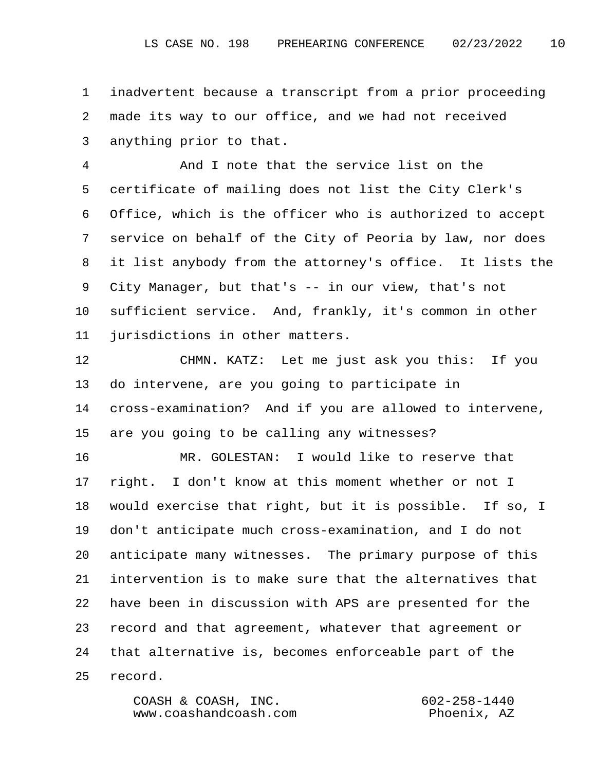inadvertent because a transcript from a prior proceeding made its way to our office, and we had not received anything prior to that.

And I note that the service list on the certificate of mailing does not list the City Clerk's Office, which is the officer who is authorized to accept service on behalf of the City of Peoria by law, nor does it list anybody from the attorney's office. It lists the City Manager, but that's -- in our view, that's not sufficient service. And, frankly, it's common in other jurisdictions in other matters.

CHMN. KATZ: Let me just ask you this: If you do intervene, are you going to participate in cross-examination? And if you are allowed to intervene, are you going to be calling any witnesses?

MR. GOLESTAN: I would like to reserve that right. I don't know at this moment whether or not I would exercise that right, but it is possible. If so, I don't anticipate much cross-examination, and I do not anticipate many witnesses. The primary purpose of this intervention is to make sure that the alternatives that have been in discussion with APS are presented for the record and that agreement, whatever that agreement or that alternative is, becomes enforceable part of the record.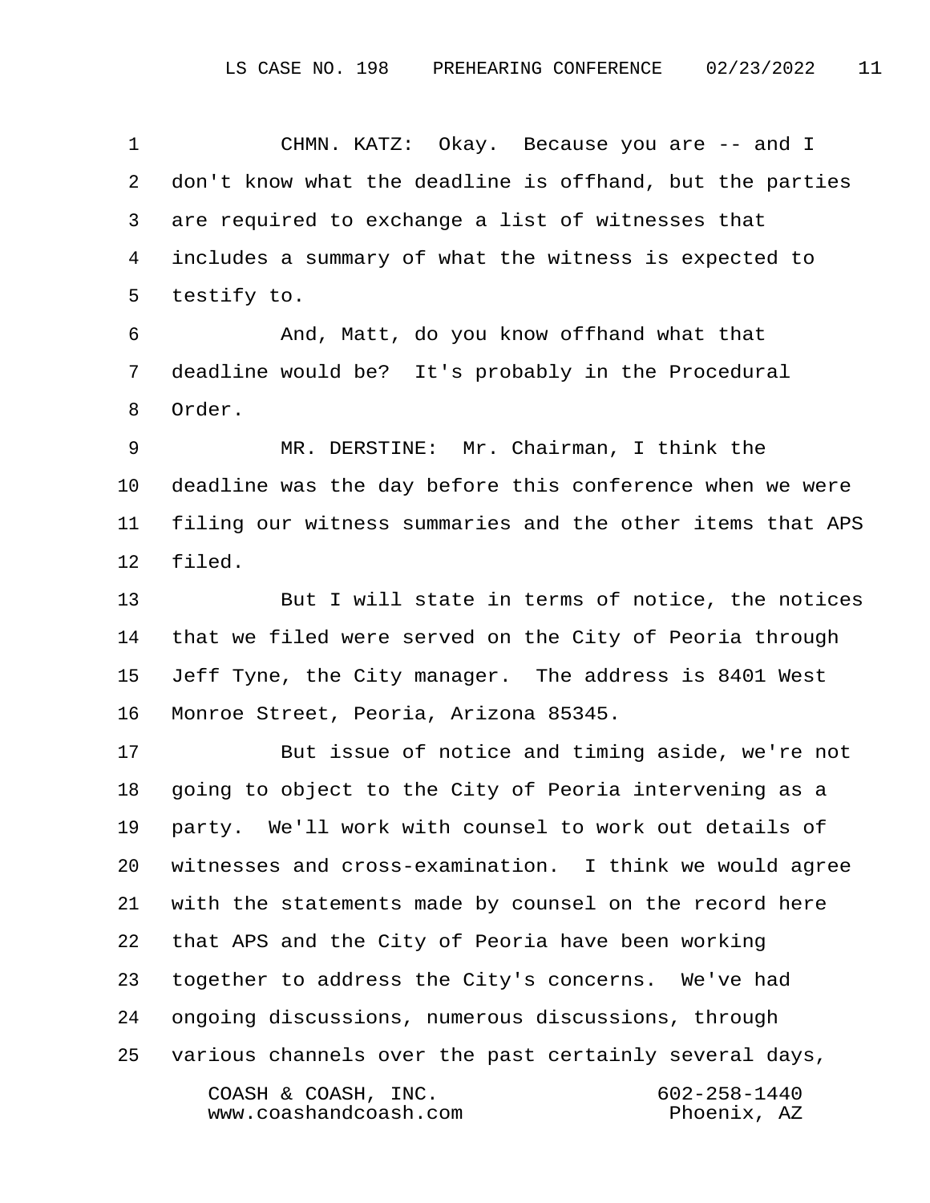CHMN. KATZ: Okay. Because you are -- and I don't know what the deadline is offhand, but the parties are required to exchange a list of witnesses that includes a summary of what the witness is expected to testify to.

And, Matt, do you know offhand what that deadline would be? It's probably in the Procedural Order.

MR. DERSTINE: Mr. Chairman, I think the deadline was the day before this conference when we were filing our witness summaries and the other items that APS filed.

But I will state in terms of notice, the notices that we filed were served on the City of Peoria through Jeff Tyne, the City manager. The address is 8401 West Monroe Street, Peoria, Arizona 85345.

But issue of notice and timing aside, we're not going to object to the City of Peoria intervening as a party. We'll work with counsel to work out details of witnesses and cross-examination. I think we would agree with the statements made by counsel on the record here that APS and the City of Peoria have been working together to address the City's concerns. We've had ongoing discussions, numerous discussions, through various channels over the past certainly several days,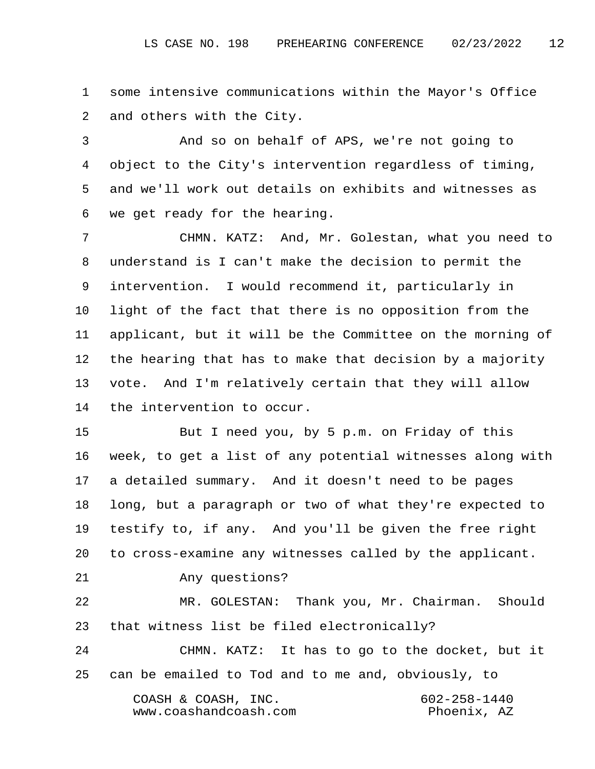some intensive communications within the Mayor's Office and others with the City.

And so on behalf of APS, we're not going to object to the City's intervention regardless of timing, and we'll work out details on exhibits and witnesses as we get ready for the hearing.

CHMN. KATZ: And, Mr. Golestan, what you need to understand is I can't make the decision to permit the intervention. I would recommend it, particularly in light of the fact that there is no opposition from the applicant, but it will be the Committee on the morning of the hearing that has to make that decision by a majority vote. And I'm relatively certain that they will allow the intervention to occur.

But I need you, by 5 p.m. on Friday of this week, to get a list of any potential witnesses along with a detailed summary. And it doesn't need to be pages long, but a paragraph or two of what they're expected to testify to, if any. And you'll be given the free right to cross-examine any witnesses called by the applicant.

Any questions?

MR. GOLESTAN: Thank you, Mr. Chairman. Should that witness list be filed electronically?

CHMN. KATZ: It has to go to the docket, but it can be emailed to Tod and to me and, obviously, to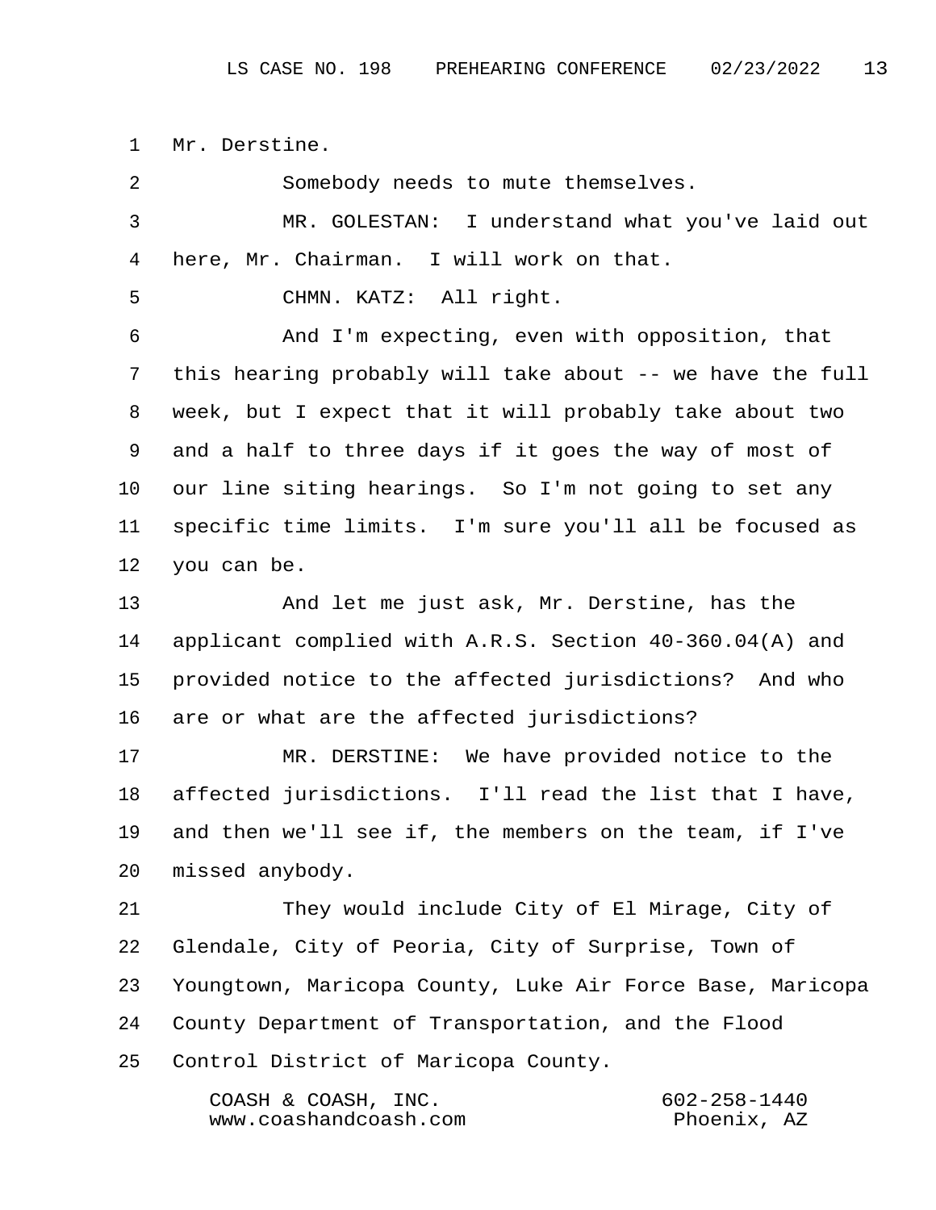Mr. Derstine.

Somebody needs to mute themselves.

MR. GOLESTAN: I understand what you've laid out here, Mr. Chairman. I will work on that.

CHMN. KATZ: All right.

And I'm expecting, even with opposition, that this hearing probably will take about -- we have the full week, but I expect that it will probably take about two and a half to three days if it goes the way of most of our line siting hearings. So I'm not going to set any specific time limits. I'm sure you'll all be focused as you can be.

And let me just ask, Mr. Derstine, has the applicant complied with A.R.S. Section 40-360.04(A) and provided notice to the affected jurisdictions? And who are or what are the affected jurisdictions?

MR. DERSTINE: We have provided notice to the affected jurisdictions. I'll read the list that I have, and then we'll see if, the members on the team, if I've missed anybody.

They would include City of El Mirage, City of Glendale, City of Peoria, City of Surprise, Town of Youngtown, Maricopa County, Luke Air Force Base, Maricopa County Department of Transportation, and the Flood Control District of Maricopa County.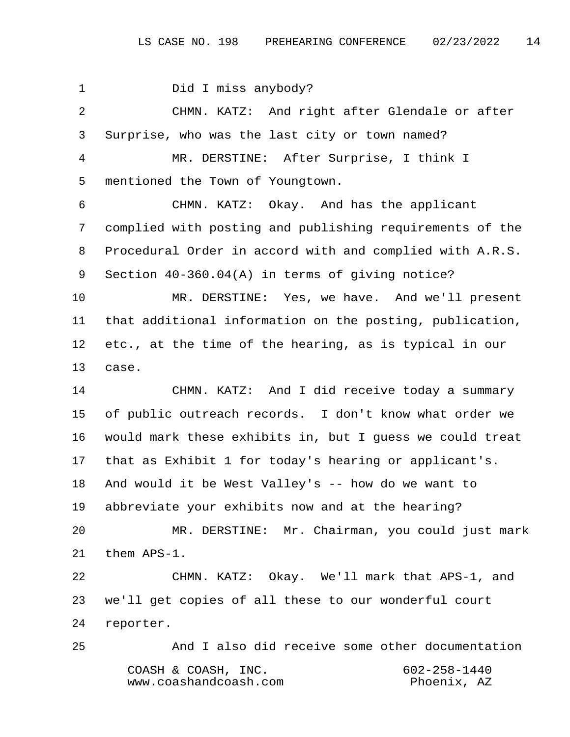1 Did I miss anybody?

2 CHMN. KATZ: And right after Glendale or after

3 Surprise, who was the last city or town named?

4 MR. DERSTINE: After Surprise, I think I

5 mentioned the Town of Youngtown.

6 CHMN. KATZ: Okay. And has the applicant

7 complied with posting and publishing requirements of the

8 Procedural Order in accord with and complied with A.R.S.

9 Section 40-360.04(A) in terms of giving notice?

10 MR. DERSTINE: Yes, we have. And we'll present

11 that additional information on the posting, publication,

12 etc., at the time of the hearing, as is typical in our

13 case.

14 CHMN. KATZ: And I did receive today a summary

15 of public outreach records. I don't know what order we

16 would mark these exhibits in, but I guess we could treat

17 that as Exhibit 1 for today's hearing or applicant's.

18 And would it be West Valley's -- how do we want to

19 abbreviate your exhibits now and at the hearing?

20 MR. DERSTINE: Mr. Chairman, you could just mark

21 them APS-1.

22 CHMN. KATZ: Okay. We'll mark that APS-1, and

23 we'll get copies of all these to our wonderful court

24 reporter.

25 And I also did receive some other documentation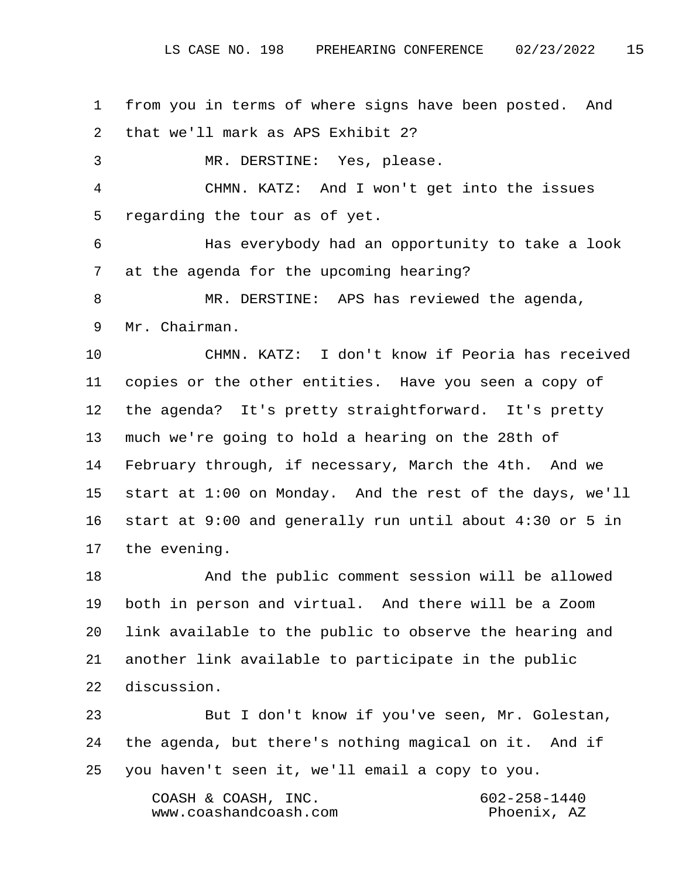from you in terms of where signs have been posted. And that we'll mark as APS Exhibit 2?

MR. DERSTINE: Yes, please.

CHMN. KATZ: And I won't get into the issues regarding the tour as of yet.

Has everybody had an opportunity to take a look at the agenda for the upcoming hearing?

MR. DERSTINE: APS has reviewed the agenda, Mr. Chairman.

CHMN. KATZ: I don't know if Peoria has received copies or the other entities. Have you seen a copy of the agenda? It's pretty straightforward. It's pretty much we're going to hold a hearing on the 28th of February through, if necessary, March the 4th. And we start at 1:00 on Monday. And the rest of the days, we'll start at 9:00 and generally run until about 4:30 or 5 in the evening.

And the public comment session will be allowed both in person and virtual. And there will be a Zoom link available to the public to observe the hearing and another link available to participate in the public discussion.

But I don't know if you've seen, Mr. Golestan, the agenda, but there's nothing magical on it. And if you haven't seen it, we'll email a copy to you.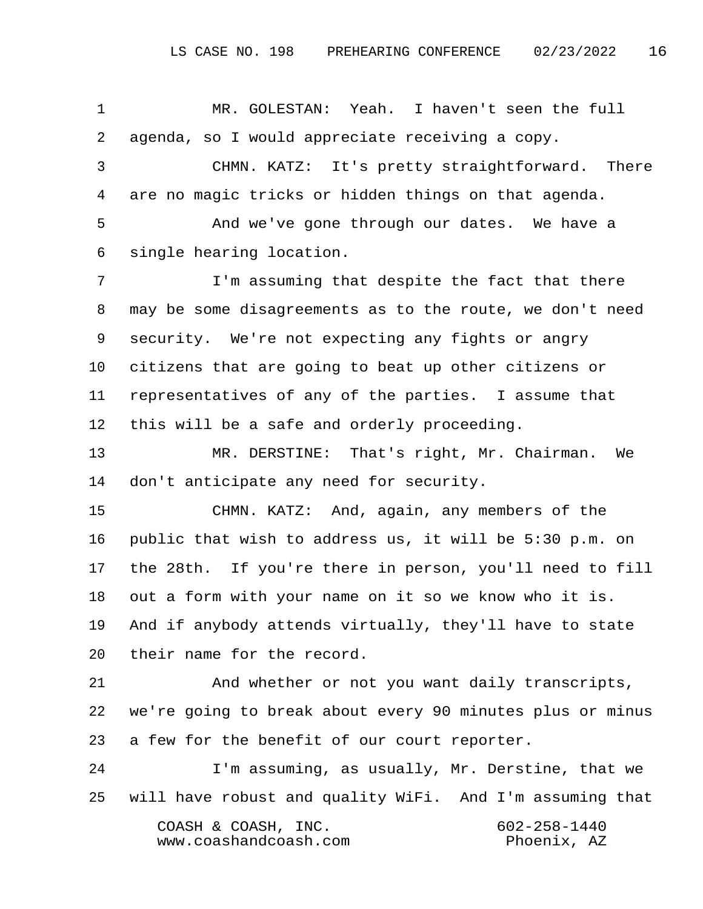MR. GOLESTAN: Yeah. I haven't seen the full agenda, so I would appreciate receiving a copy.

CHMN. KATZ: It's pretty straightforward. There are no magic tricks or hidden things on that agenda.

And we've gone through our dates. We have a single hearing location.

I'm assuming that despite the fact that there may be some disagreements as to the route, we don't need security. We're not expecting any fights or angry citizens that are going to beat up other citizens or representatives of any of the parties. I assume that this will be a safe and orderly proceeding.

MR. DERSTINE: That's right, Mr. Chairman. We don't anticipate any need for security.

CHMN. KATZ: And, again, any members of the public that wish to address us, it will be 5:30 p.m. on the 28th. If you're there in person, you'll need to fill out a form with your name on it so we know who it is. And if anybody attends virtually, they'll have to state their name for the record.

And whether or not you want daily transcripts, we're going to break about every 90 minutes plus or minus a few for the benefit of our court reporter.

I'm assuming, as usually, Mr. Derstine, that we will have robust and quality WiFi. And I'm assuming that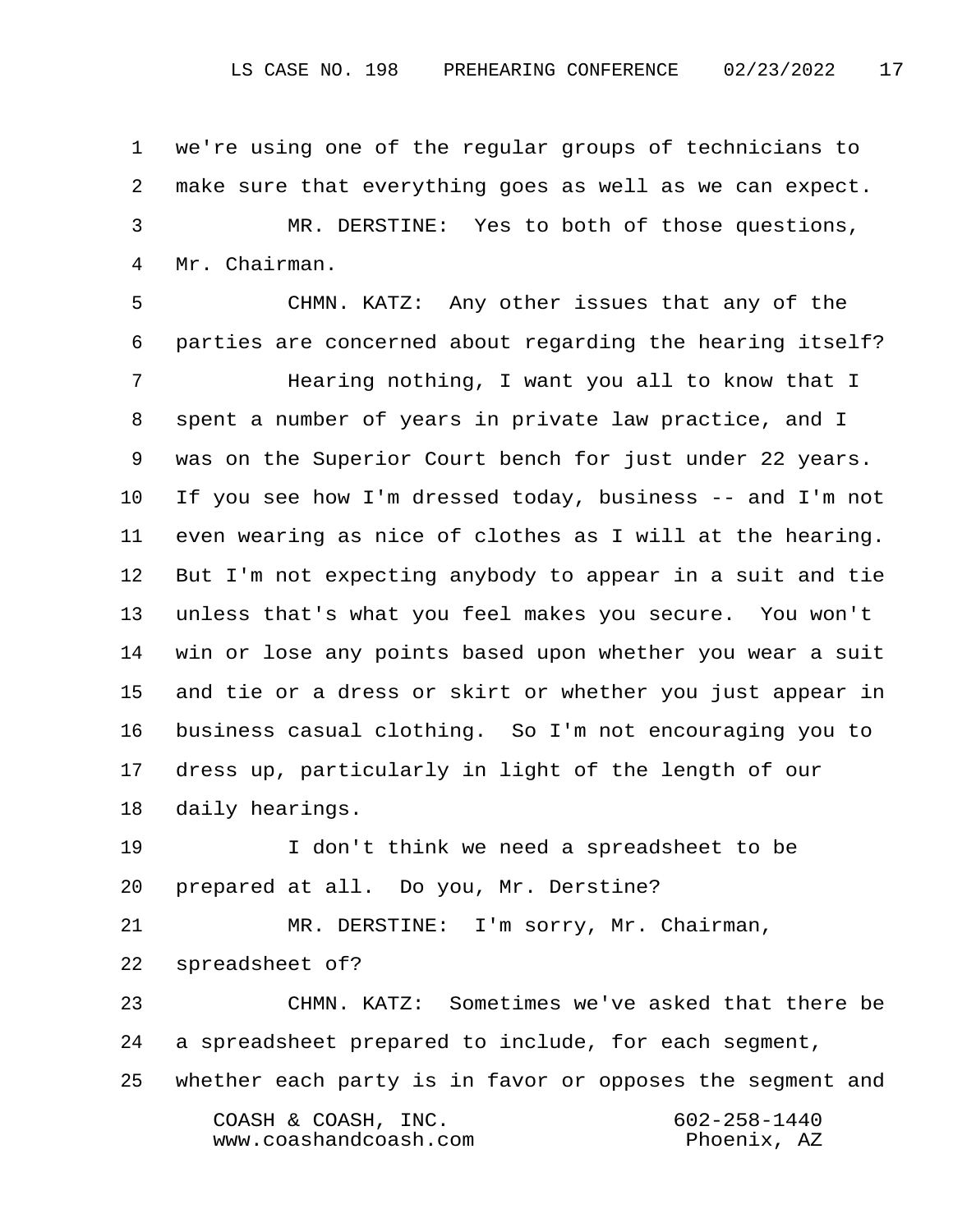we're using one of the regular groups of technicians to make sure that everything goes as well as we can expect.

MR. DERSTINE: Yes to both of those questions, Mr. Chairman.

CHMN. KATZ: Any other issues that any of the parties are concerned about regarding the hearing itself?

Hearing nothing, I want you all to know that I spent a number of years in private law practice, and I was on the Superior Court bench for just under 22 years. If you see how I'm dressed today, business -- and I'm not even wearing as nice of clothes as I will at the hearing. But I'm not expecting anybody to appear in a suit and tie unless that's what you feel makes you secure. You won't win or lose any points based upon whether you wear a suit and tie or a dress or skirt or whether you just appear in business casual clothing. So I'm not encouraging you to dress up, particularly in light of the length of our daily hearings.

I don't think we need a spreadsheet to be prepared at all. Do you, Mr. Derstine?

MR. DERSTINE: I'm sorry, Mr. Chairman, spreadsheet of?

CHMN. KATZ: Sometimes we've asked that there be a spreadsheet prepared to include, for each segment, whether each party is in favor or opposes the segment and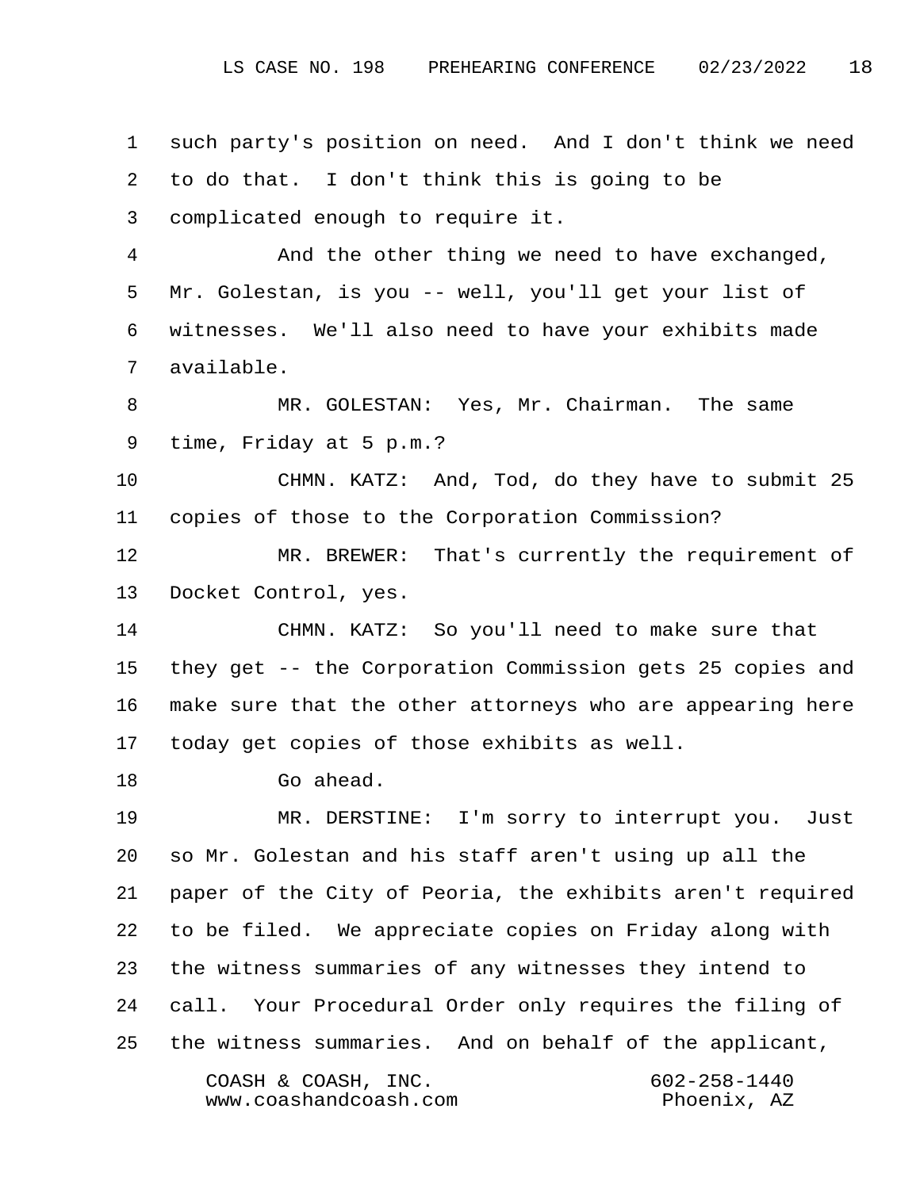such party's position on need. And I don't think we need to do that. I don't think this is going to be complicated enough to require it.

And the other thing we need to have exchanged, Mr. Golestan, is you -- well, you'll get your list of witnesses. We'll also need to have your exhibits made available.

MR. GOLESTAN: Yes, Mr. Chairman. The same time, Friday at 5 p.m.?

CHMN. KATZ: And, Tod, do they have to submit 25 copies of those to the Corporation Commission?

MR. BREWER: That's currently the requirement of Docket Control, yes.

CHMN. KATZ: So you'll need to make sure that they get -- the Corporation Commission gets 25 copies and make sure that the other attorneys who are appearing here today get copies of those exhibits as well.

Go ahead.

MR. DERSTINE: I'm sorry to interrupt you. Just so Mr. Golestan and his staff aren't using up all the paper of the City of Peoria, the exhibits aren't required to be filed. We appreciate copies on Friday along with the witness summaries of any witnesses they intend to call. Your Procedural Order only requires the filing of the witness summaries. And on behalf of the applicant,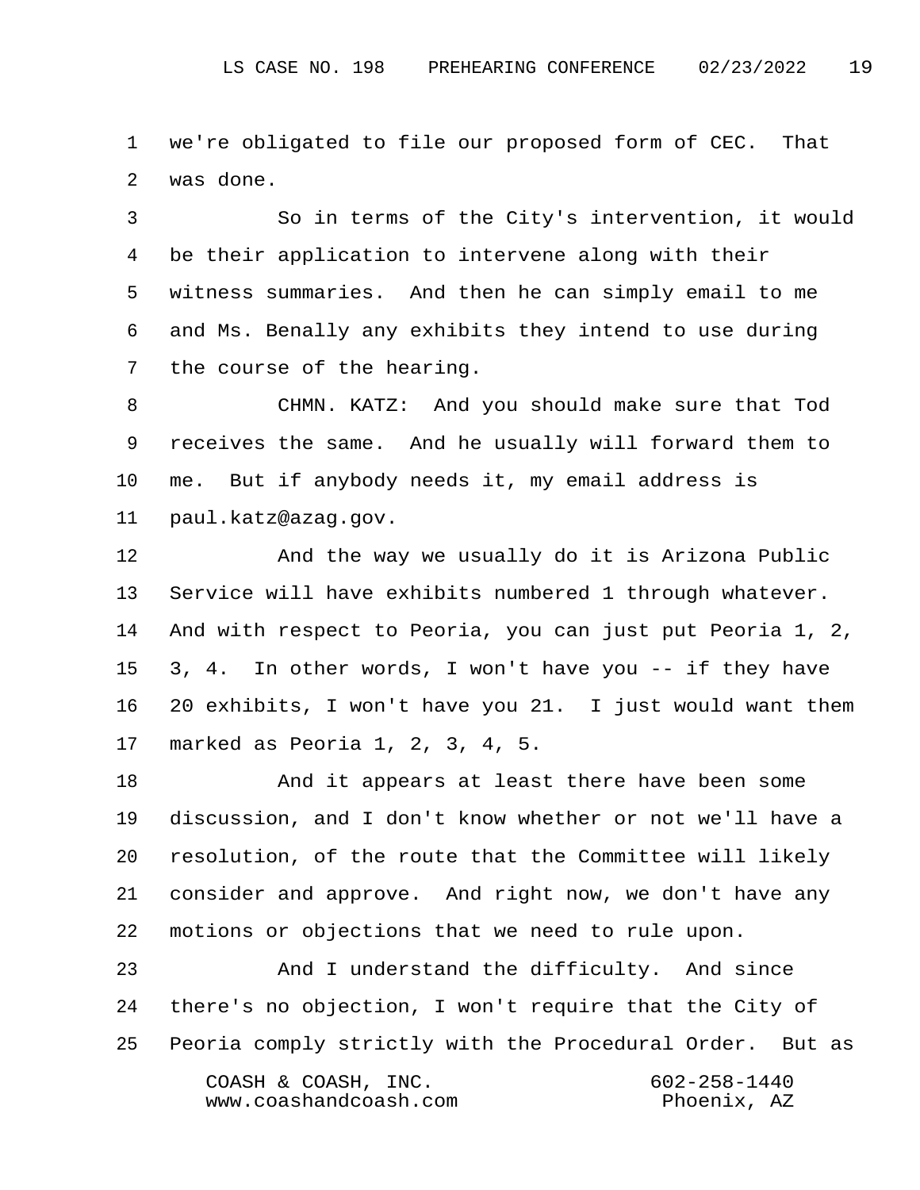we're obligated to file our proposed form of CEC. That was done.

So in terms of the City's intervention, it would be their application to intervene along with their witness summaries. And then he can simply email to me and Ms. Benally any exhibits they intend to use during the course of the hearing.

CHMN. KATZ: And you should make sure that Tod receives the same. And he usually will forward them to me. But if anybody needs it, my email address is paul.katz@azag.gov.

And the way we usually do it is Arizona Public Service will have exhibits numbered 1 through whatever. And with respect to Peoria, you can just put Peoria 1, 2, 3, 4. In other words, I won't have you -- if they have 20 exhibits, I won't have you 21. I just would want them marked as Peoria 1, 2, 3, 4, 5.

And it appears at least there have been some discussion, and I don't know whether or not we'll have a resolution, of the route that the Committee will likely consider and approve. And right now, we don't have any motions or objections that we need to rule upon.

And I understand the difficulty. And since there's no objection, I won't require that the City of Peoria comply strictly with the Procedural Order. But as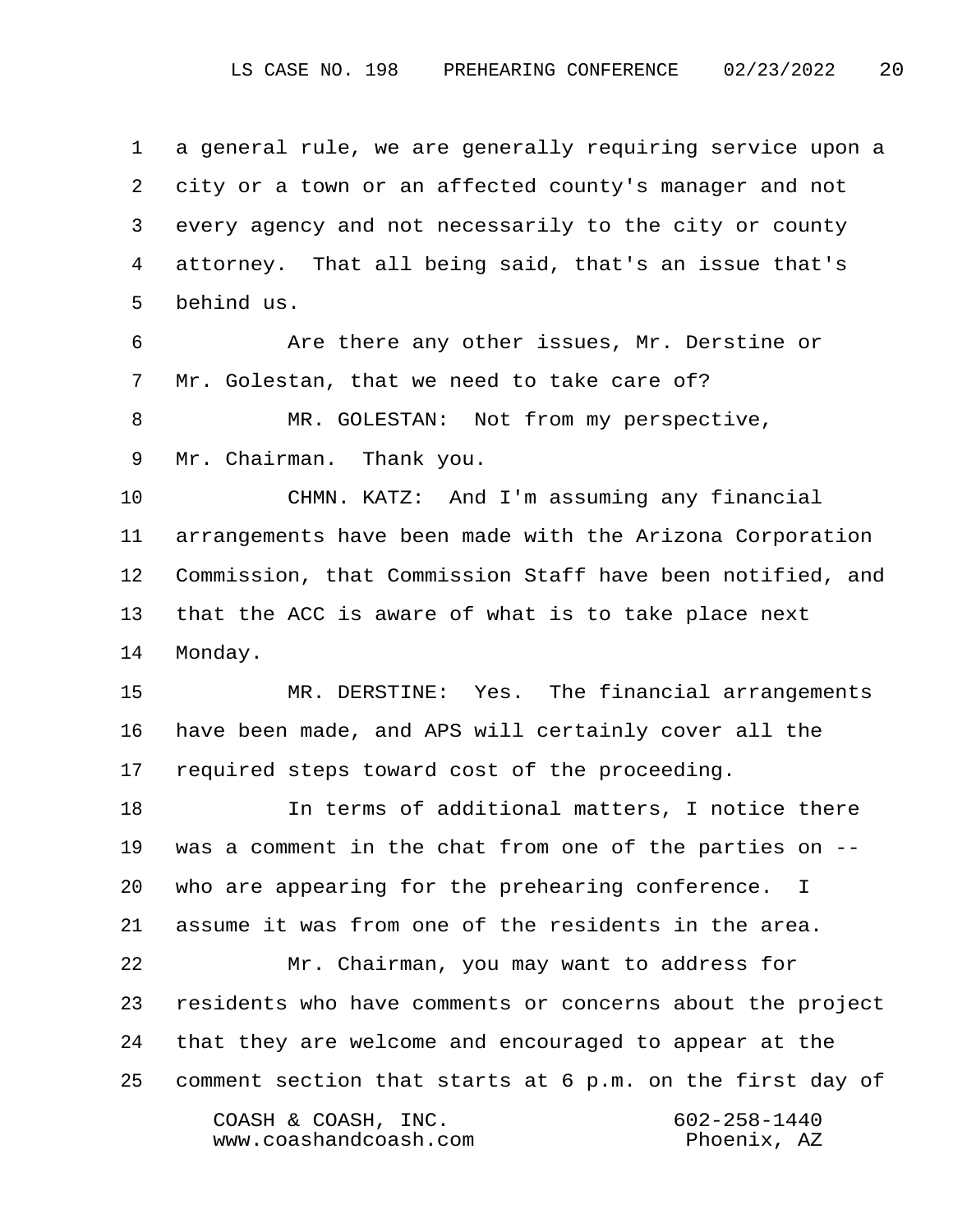1 a general rule, we are generally requiring service upon a
2 city or a town or an affected county's manager and not
3 every agency and not necessarily to the city or county
4 attorney. That all being said, that's an issue that's
5 behind us.

6 Are there any other issues, Mr. Derstine or
7 Mr. Golestan, that we need to take care of?

8 MR. GOLESTAN: Not from my perspective,
9 Mr. Chairman. Thank you.

10 CHMN. KATZ: And I'm assuming any financial
11 arrangements have been made with the Arizona Corporation
12 Commission, that Commission Staff have been notified, and
13 that the ACC is aware of what is to take place next
14 Monday.

15 MR. DERSTINE: Yes. The financial arrangements
16 have been made, and APS will certainly cover all the
17 required steps toward cost of the proceeding.

18 In terms of additional matters, I notice there
19 was a comment in the chat from one of the parties on --
20 who are appearing for the prehearing conference. I
21 assume it was from one of the residents in the area.

22 Mr. Chairman, you may want to address for
23 residents who have comments or concerns about the project
24 that they are welcome and encouraged to appear at the
25 comment section that starts at 6 p.m. on the first day of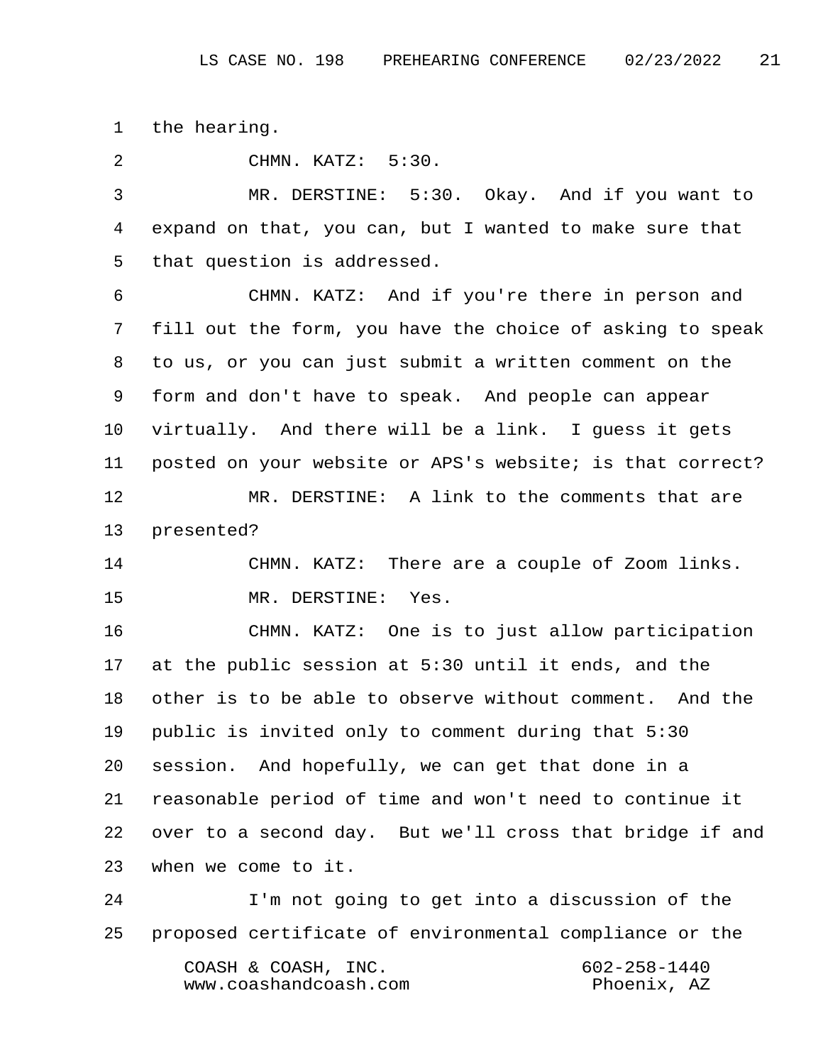1 the hearing.

2 CHMN. KATZ: 5:30.

3 MR. DERSTINE: 5:30. Okay. And if you want to
4 expand on that, you can, but I wanted to make sure that
5 that question is addressed.

6 CHMN. KATZ: And if you're there in person and
7 fill out the form, you have the choice of asking to speak
8 to us, or you can just submit a written comment on the
9 form and don't have to speak. And people can appear
10 virtually. And there will be a link. I guess it gets
11 posted on your website or APS's website; is that correct?

12 MR. DERSTINE: A link to the comments that are
13 presented?

14 CHMN. KATZ: There are a couple of Zoom links.

15 MR. DERSTINE: Yes.

16 CHMN. KATZ: One is to just allow participation
17 at the public session at 5:30 until it ends, and the
18 other is to be able to observe without comment. And the
19 public is invited only to comment during that 5:30
20 session. And hopefully, we can get that done in a
21 reasonable period of time and won't need to continue it
22 over to a second day. But we'll cross that bridge if and
23 when we come to it.

24 I'm not going to get into a discussion of the
25 proposed certificate of environmental compliance or the

COASH & COASH, INC. 602-258-1440
www.coashandcoash.com Phoenix, AZ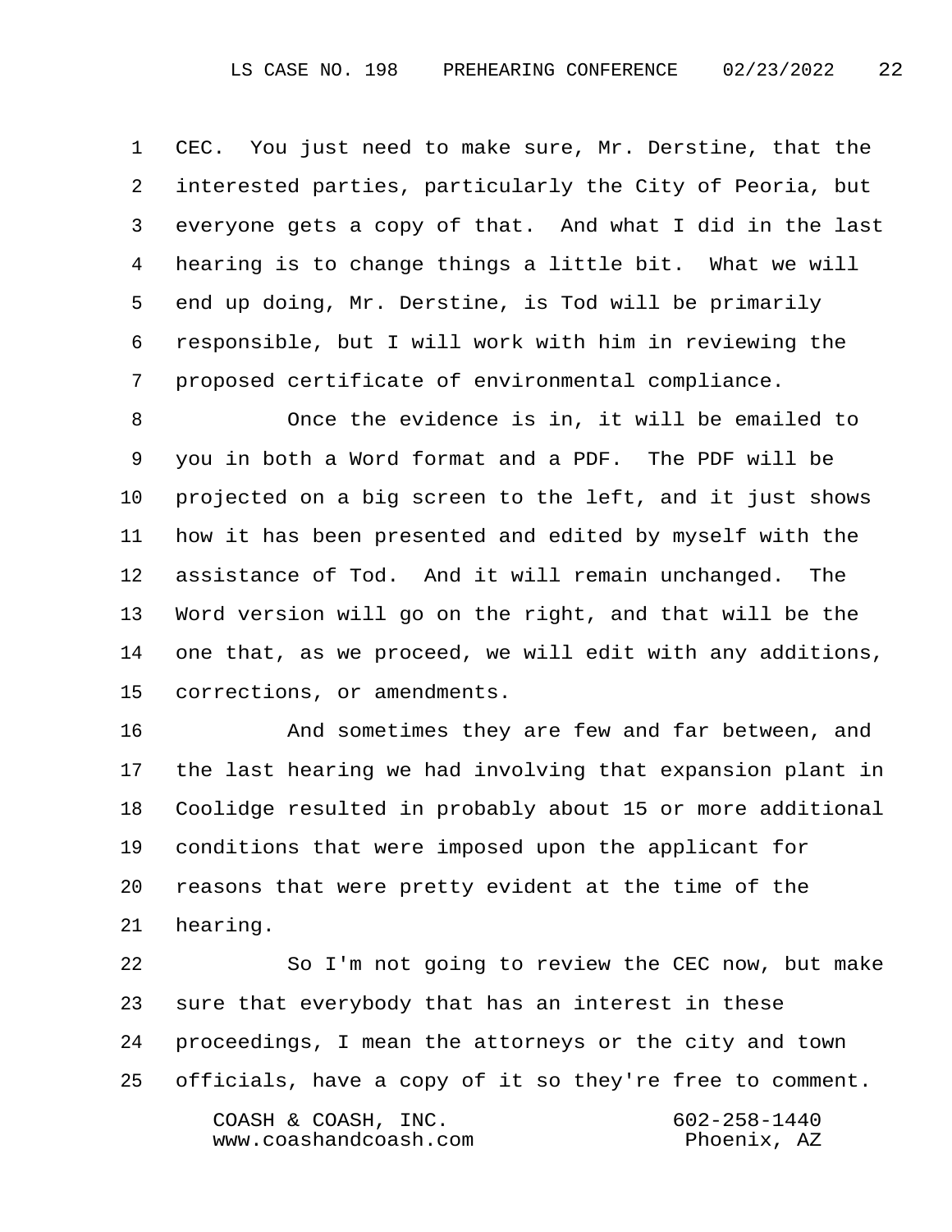CEC. You just need to make sure, Mr. Derstine, that the interested parties, particularly the City of Peoria, but everyone gets a copy of that. And what I did in the last hearing is to change things a little bit. What we will end up doing, Mr. Derstine, is Tod will be primarily responsible, but I will work with him in reviewing the proposed certificate of environmental compliance.

Once the evidence is in, it will be emailed to you in both a Word format and a PDF. The PDF will be projected on a big screen to the left, and it just shows how it has been presented and edited by myself with the assistance of Tod. And it will remain unchanged. The Word version will go on the right, and that will be the one that, as we proceed, we will edit with any additions, corrections, or amendments.

And sometimes they are few and far between, and the last hearing we had involving that expansion plant in Coolidge resulted in probably about 15 or more additional conditions that were imposed upon the applicant for reasons that were pretty evident at the time of the hearing.

So I'm not going to review the CEC now, but make sure that everybody that has an interest in these proceedings, I mean the attorneys or the city and town officials, have a copy of it so they're free to comment.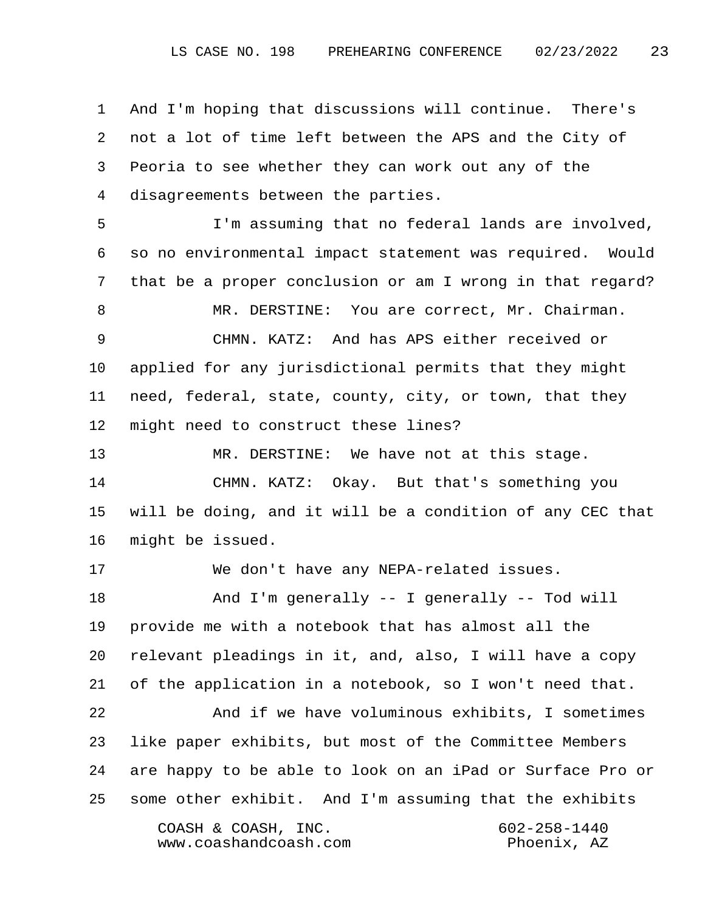1 And I'm hoping that discussions will continue. There's
2 not a lot of time left between the APS and the City of
3 Peoria to see whether they can work out any of the
4 disagreements between the parties.

5 I'm assuming that no federal lands are involved,
6 so no environmental impact statement was required. Would
7 that be a proper conclusion or am I wrong in that regard?

8 MR. DERSTINE: You are correct, Mr. Chairman.

9 CHMN. KATZ: And has APS either received or
10 applied for any jurisdictional permits that they might
11 need, federal, state, county, city, or town, that they
12 might need to construct these lines?

13 MR. DERSTINE: We have not at this stage.

14 CHMN. KATZ: Okay. But that's something you
15 will be doing, and it will be a condition of any CEC that
16 might be issued.

17 We don't have any NEPA-related issues.

18 And I'm generally -- I generally -- Tod will
19 provide me with a notebook that has almost all the
20 relevant pleadings in it, and, also, I will have a copy
21 of the application in a notebook, so I won't need that.

22 And if we have voluminous exhibits, I sometimes
23 like paper exhibits, but most of the Committee Members
24 are happy to be able to look on an iPad or Surface Pro or
25 some other exhibit. And I'm assuming that the exhibits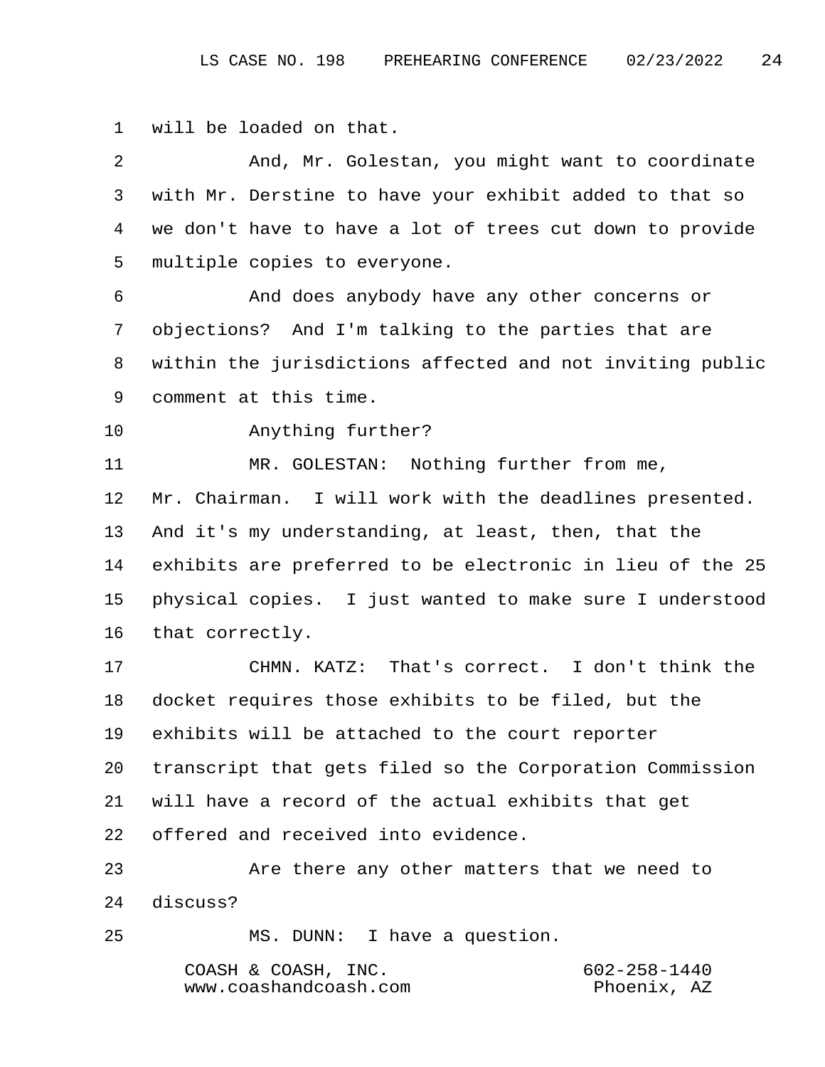1 will be loaded on that.

2 And, Mr. Golestan, you might want to coordinate
3 with Mr. Derstine to have your exhibit added to that so
4 we don't have to have a lot of trees cut down to provide
5 multiple copies to everyone.

6 And does anybody have any other concerns or
7 objections? And I'm talking to the parties that are
8 within the jurisdictions affected and not inviting public
9 comment at this time.

10 Anything further?

11 MR. GOLESTAN: Nothing further from me,
12 Mr. Chairman. I will work with the deadlines presented.
13 And it's my understanding, at least, then, that the
14 exhibits are preferred to be electronic in lieu of the 25
15 physical copies. I just wanted to make sure I understood
16 that correctly.

17 CHMN. KATZ: That's correct. I don't think the
18 docket requires those exhibits to be filed, but the
19 exhibits will be attached to the court reporter
20 transcript that gets filed so the Corporation Commission
21 will have a record of the actual exhibits that get
22 offered and received into evidence.

23 Are there any other matters that we need to
24 discuss?

25 MS. DUNN: I have a question.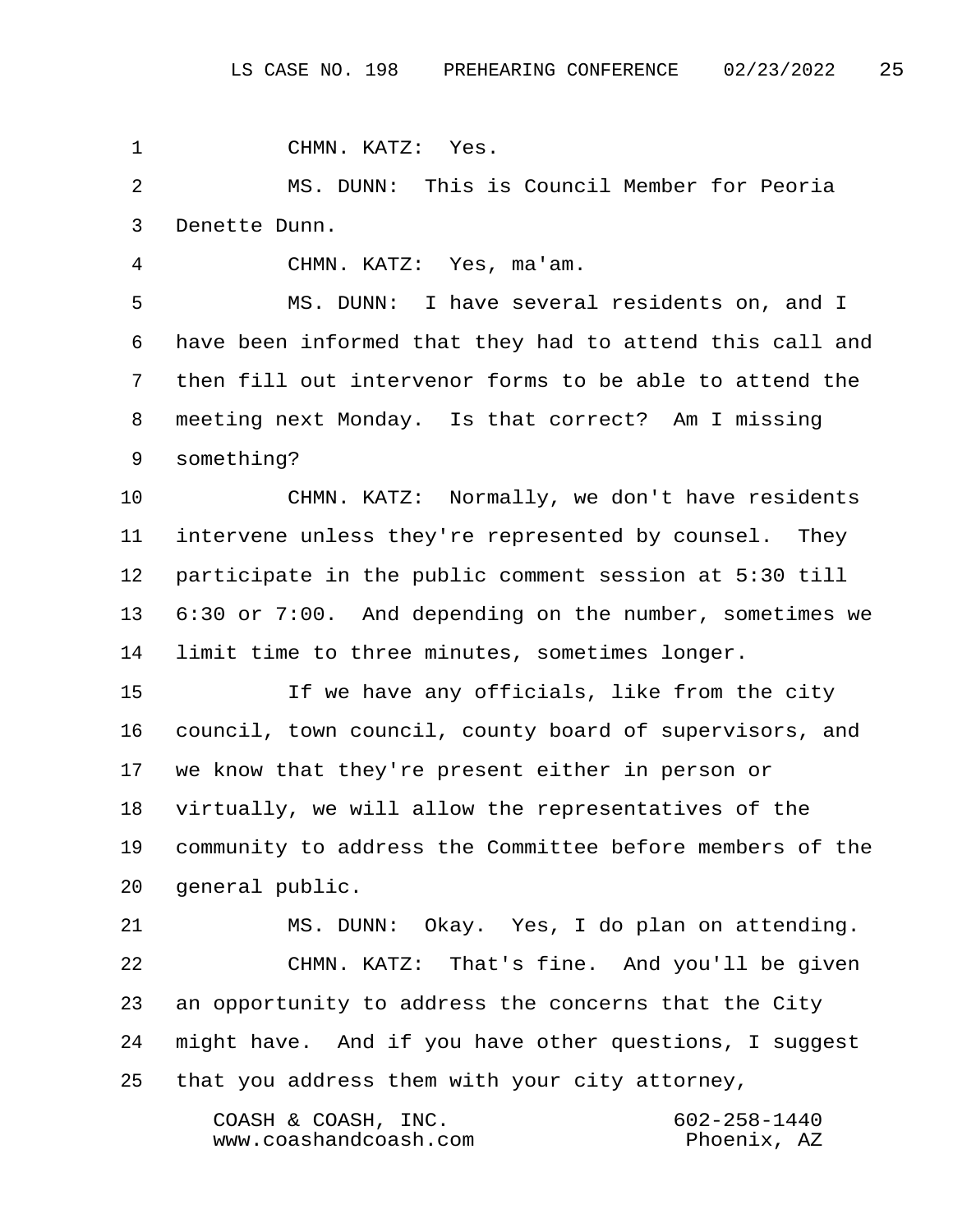CHMN. KATZ: Yes.

MS. DUNN: This is Council Member for Peoria Denette Dunn.

CHMN. KATZ: Yes, ma'am.

MS. DUNN: I have several residents on, and I have been informed that they had to attend this call and then fill out intervenor forms to be able to attend the meeting next Monday. Is that correct? Am I missing something?

CHMN. KATZ: Normally, we don't have residents intervene unless they're represented by counsel. They participate in the public comment session at 5:30 till 6:30 or 7:00. And depending on the number, sometimes we limit time to three minutes, sometimes longer.

If we have any officials, like from the city council, town council, county board of supervisors, and we know that they're present either in person or virtually, we will allow the representatives of the community to address the Committee before members of the general public.

MS. DUNN: Okay. Yes, I do plan on attending.

CHMN. KATZ: That's fine. And you'll be given an opportunity to address the concerns that the City might have. And if you have other questions, I suggest that you address them with your city attorney,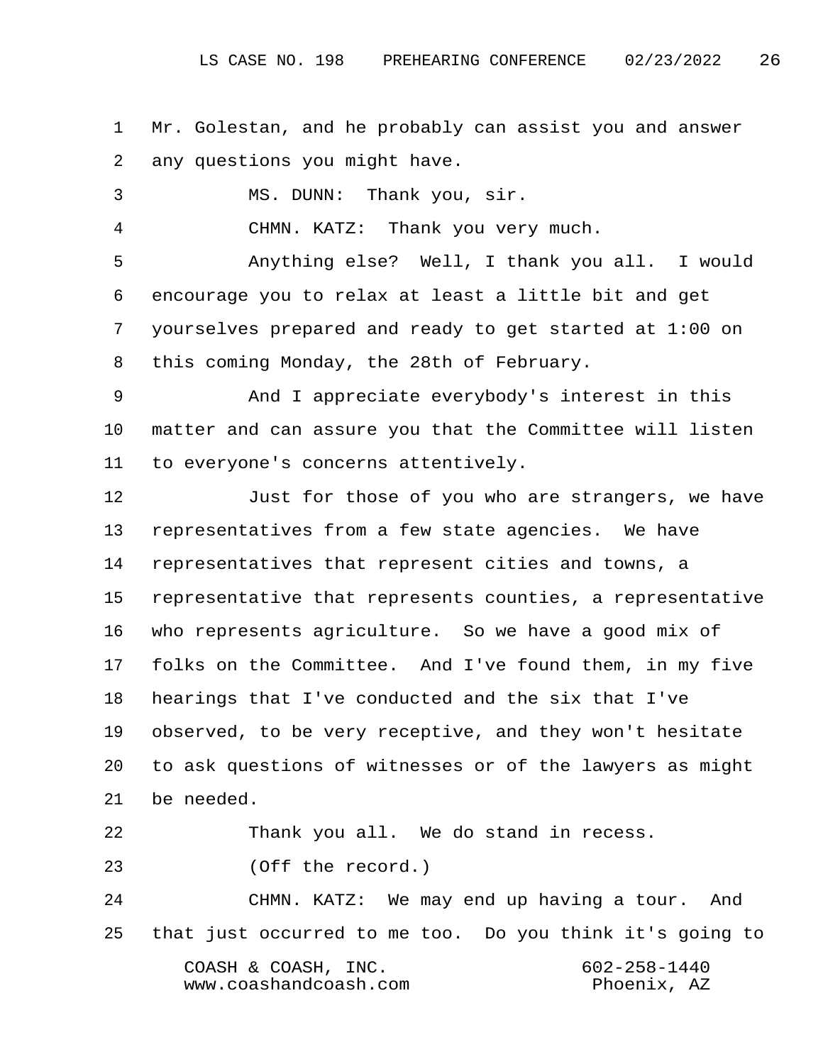1 Mr. Golestan, and he probably can assist you and answer
2 any questions you might have.

3 MS. DUNN: Thank you, sir.

4 CHMN. KATZ: Thank you very much.

5 Anything else? Well, I thank you all. I would
6 encourage you to relax at least a little bit and get
7 yourselves prepared and ready to get started at 1:00 on
8 this coming Monday, the 28th of February.

9 And I appreciate everybody's interest in this
10 matter and can assure you that the Committee will listen
11 to everyone's concerns attentively.

12 Just for those of you who are strangers, we have
13 representatives from a few state agencies. We have
14 representatives that represent cities and towns, a
15 representative that represents counties, a representative
16 who represents agriculture. So we have a good mix of
17 folks on the Committee. And I've found them, in my five
18 hearings that I've conducted and the six that I've
19 observed, to be very receptive, and they won't hesitate
20 to ask questions of witnesses or of the lawyers as might
21 be needed.

22 Thank you all. We do stand in recess.

23 (Off the record.)

24 CHMN. KATZ: We may end up having a tour. And
25 that just occurred to me too. Do you think it's going to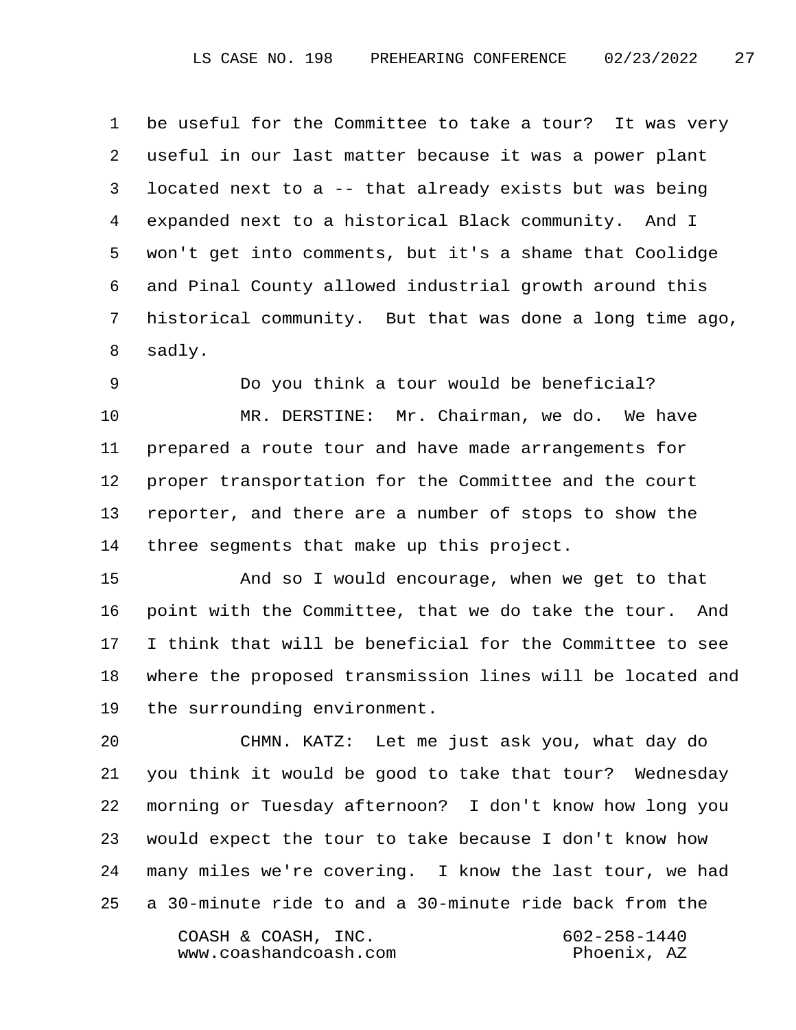1 be useful for the Committee to take a tour? It was very
2 useful in our last matter because it was a power plant
3 located next to a -- that already exists but was being
4 expanded next to a historical Black community. And I
5 won't get into comments, but it's a shame that Coolidge
6 and Pinal County allowed industrial growth around this
7 historical community. But that was done a long time ago,
8 sadly.

9 Do you think a tour would be beneficial?

10 MR. DERSTINE: Mr. Chairman, we do. We have
11 prepared a route tour and have made arrangements for
12 proper transportation for the Committee and the court
13 reporter, and there are a number of stops to show the
14 three segments that make up this project.

15 And so I would encourage, when we get to that
16 point with the Committee, that we do take the tour. And
17 I think that will be beneficial for the Committee to see
18 where the proposed transmission lines will be located and
19 the surrounding environment.

20 CHMN. KATZ: Let me just ask you, what day do
21 you think it would be good to take that tour? Wednesday
22 morning or Tuesday afternoon? I don't know how long you
23 would expect the tour to take because I don't know how
24 many miles we're covering. I know the last tour, we had
25 a 30-minute ride to and a 30-minute ride back from the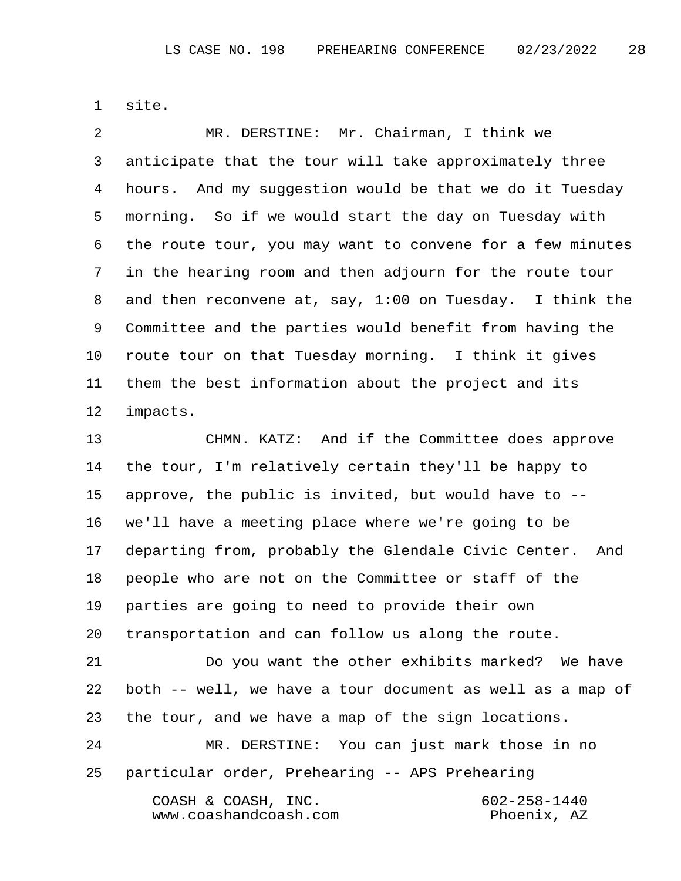1 site.

2 MR. DERSTINE: Mr. Chairman, I think we
3 anticipate that the tour will take approximately three
4 hours. And my suggestion would be that we do it Tuesday
5 morning. So if we would start the day on Tuesday with
6 the route tour, you may want to convene for a few minutes
7 in the hearing room and then adjourn for the route tour
8 and then reconvene at, say, 1:00 on Tuesday. I think the
9 Committee and the parties would benefit from having the
10 route tour on that Tuesday morning. I think it gives
11 them the best information about the project and its
12 impacts.

13 CHMN. KATZ: And if the Committee does approve
14 the tour, I'm relatively certain they'll be happy to
15 approve, the public is invited, but would have to --
16 we'll have a meeting place where we're going to be
17 departing from, probably the Glendale Civic Center. And
18 people who are not on the Committee or staff of the
19 parties are going to need to provide their own
20 transportation and can follow us along the route.

21 Do you want the other exhibits marked? We have
22 both -- well, we have a tour document as well as a map of
23 the tour, and we have a map of the sign locations.

24 MR. DERSTINE: You can just mark those in no
25 particular order, Prehearing -- APS Prehearing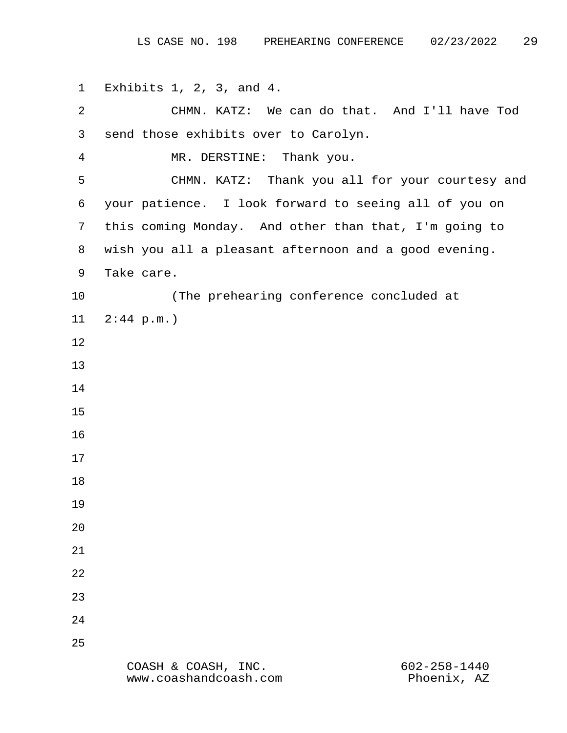Exhibits 1, 2, 3, and 4.

CHMN. KATZ: We can do that. And I'll have Tod send those exhibits over to Carolyn.

MR. DERSTINE: Thank you.

CHMN. KATZ: Thank you all for your courtesy and your patience. I look forward to seeing all of you on this coming Monday. And other than that, I'm going to wish you all a pleasant afternoon and a good evening. Take care.

(The prehearing conference concluded at 2:44 p.m.)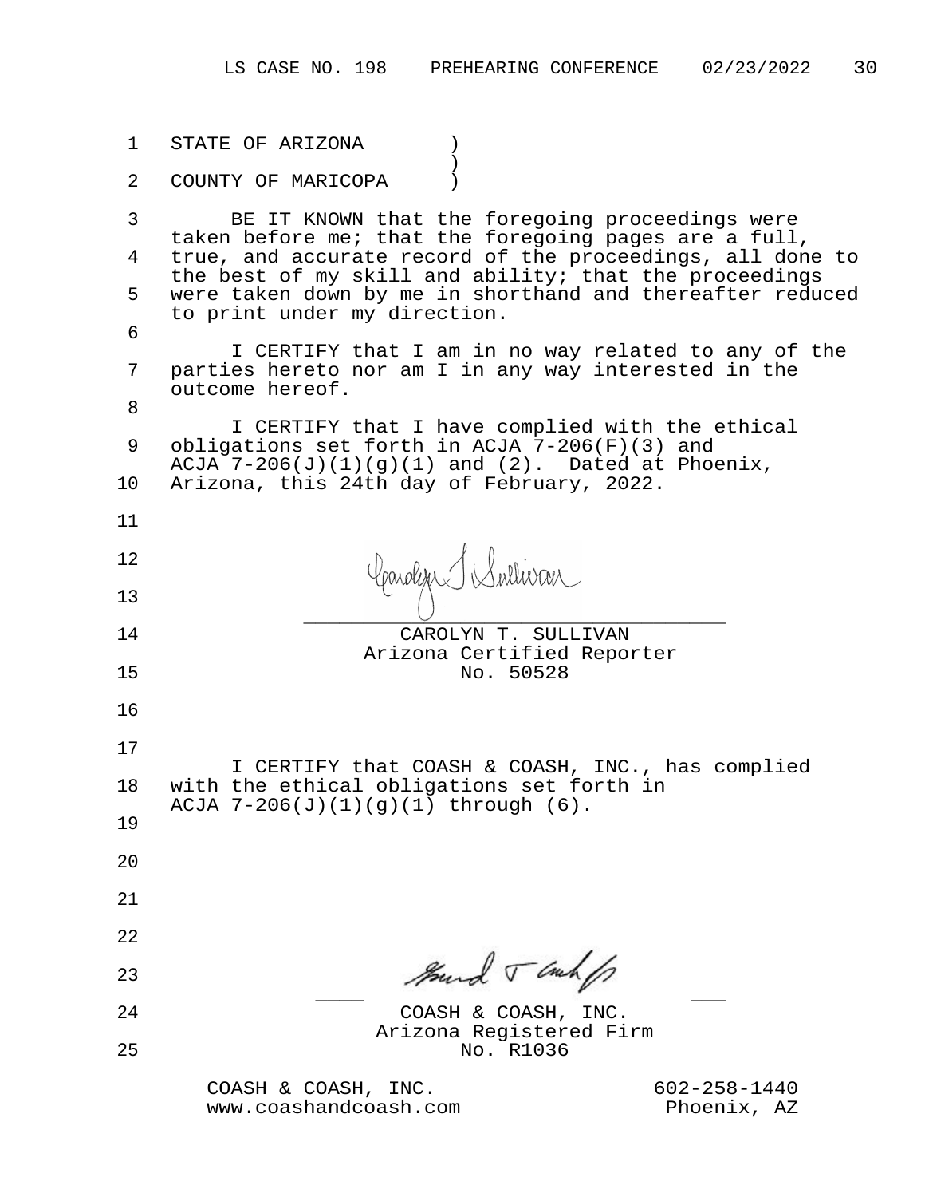STATE OF ARIZONA )
)
COUNTY OF MARICOPA )

BE IT KNOWN that the foregoing proceedings were taken before me; that the foregoing pages are a full, true, and accurate record of the proceedings, all done to the best of my skill and ability; that the proceedings were taken down by me in shorthand and thereafter reduced to print under my direction.

I CERTIFY that I am in no way related to any of the parties hereto nor am I in any way interested in the outcome hereof.

I CERTIFY that I have complied with the ethical obligations set forth in ACJA 7-206(F)(3) and ACJA 7-206(J)(1)(g)(1) and (2). Dated at Phoenix, Arizona, this 24th day of February, 2022.

CAROLYN T. SULLIVAN
Arizona Certified Reporter
No. 50528

I CERTIFY that COASH & COASH, INC., has complied with the ethical obligations set forth in ACJA 7-206(J)(1)(g)(1) through (6).

COASH & COASH, INC.
Arizona Registered Firm
No. R1036